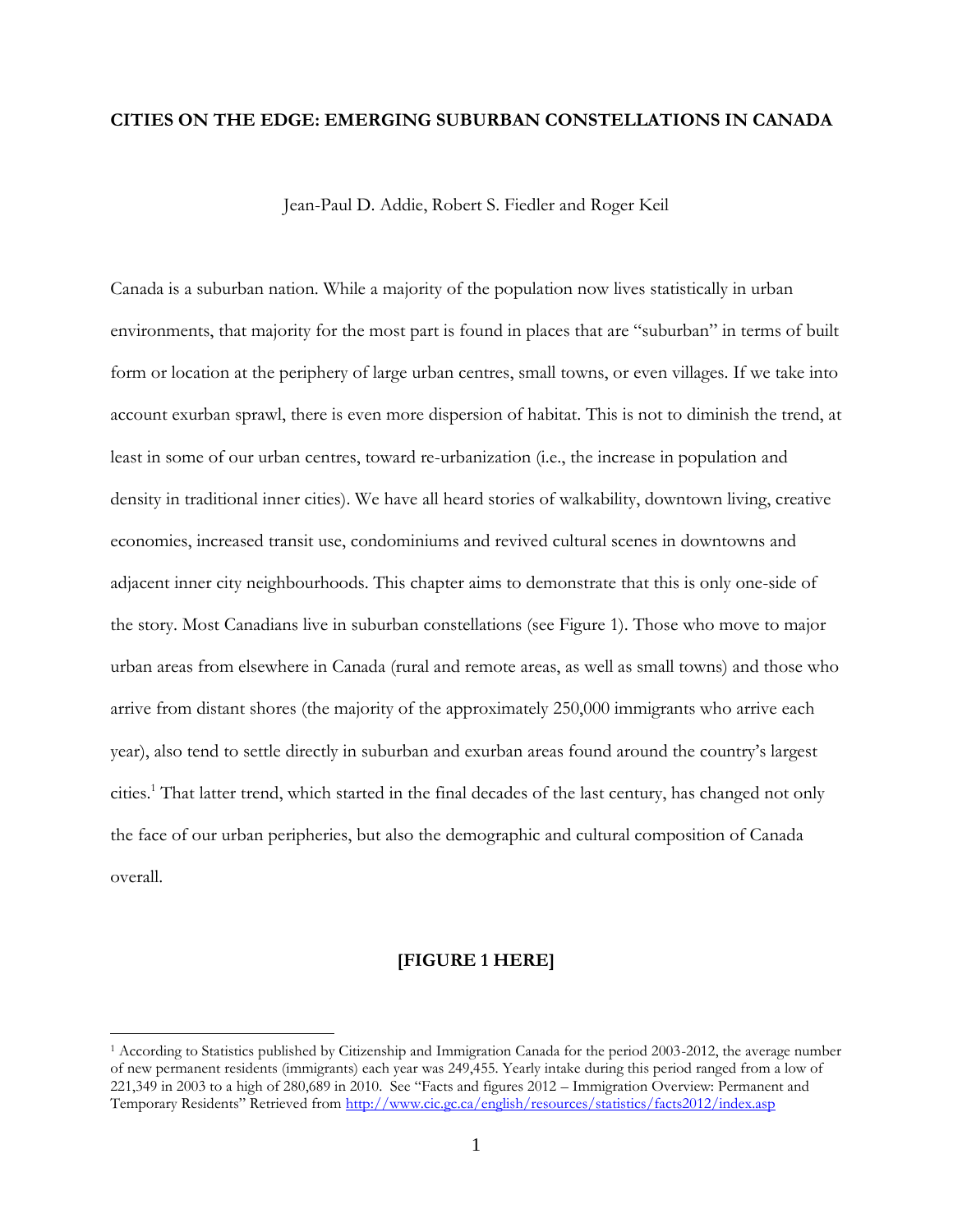# CITIES ON THE EDGE: EMERGING SUBURBAN CONSTELLATIONS IN CANADA

Jean-Paul D. Addie, Robert S. Fiedler and Roger Keil

Canada is a suburban nation. While a majority of the population now lives statistically in urban environments, that majority for the most part is found in places that are "suburban" in terms of built form or location at the periphery of large urban centres, small towns, or even villages. If we take into account exurban sprawl, there is even more dispersion of habitat. This is not to diminish the trend, at least in some of our urban centres, toward re-urbanization (i.e., the increase in population and density in traditional inner cities). We have all heard stories of walkability, downtown living, creative economies, increased transit use, condominiums and revived cultural scenes in downtowns and adjacent inner city neighbourhoods. This chapter aims to demonstrate that this is only one-side of the story. Most Canadians live in suburban constellations (see Figure 1). Those who move to major urban areas from elsewhere in Canada (rural and remote areas, as well as small towns) and those who arrive from distant shores (the majority of the approximately 250,000 immigrants who arrive each year), also tend to settle directly in suburban and exurban areas found around the country's largest cities.[1] That latter trend, which started in the final decades of the last century, has changed not only the face of our urban peripheries, but also the demographic and cultural composition of Canada overall.

**[FIGURE 1 HERE]**

[1] According to Statistics published by Citizenship and Immigration Canada for the period 2003-2012, the average number of new permanent residents (immigrants) each year was 249,455. Yearly intake during this period ranged from a low of 221,349 in 2003 to a high of 280,689 in 2010. See "Facts and figures 2012 – Immigration Overview: Permanent and Temporary Residents" Retrieved from http://www.cic.gc.ca/english/resources/statistics/facts2012/index.asp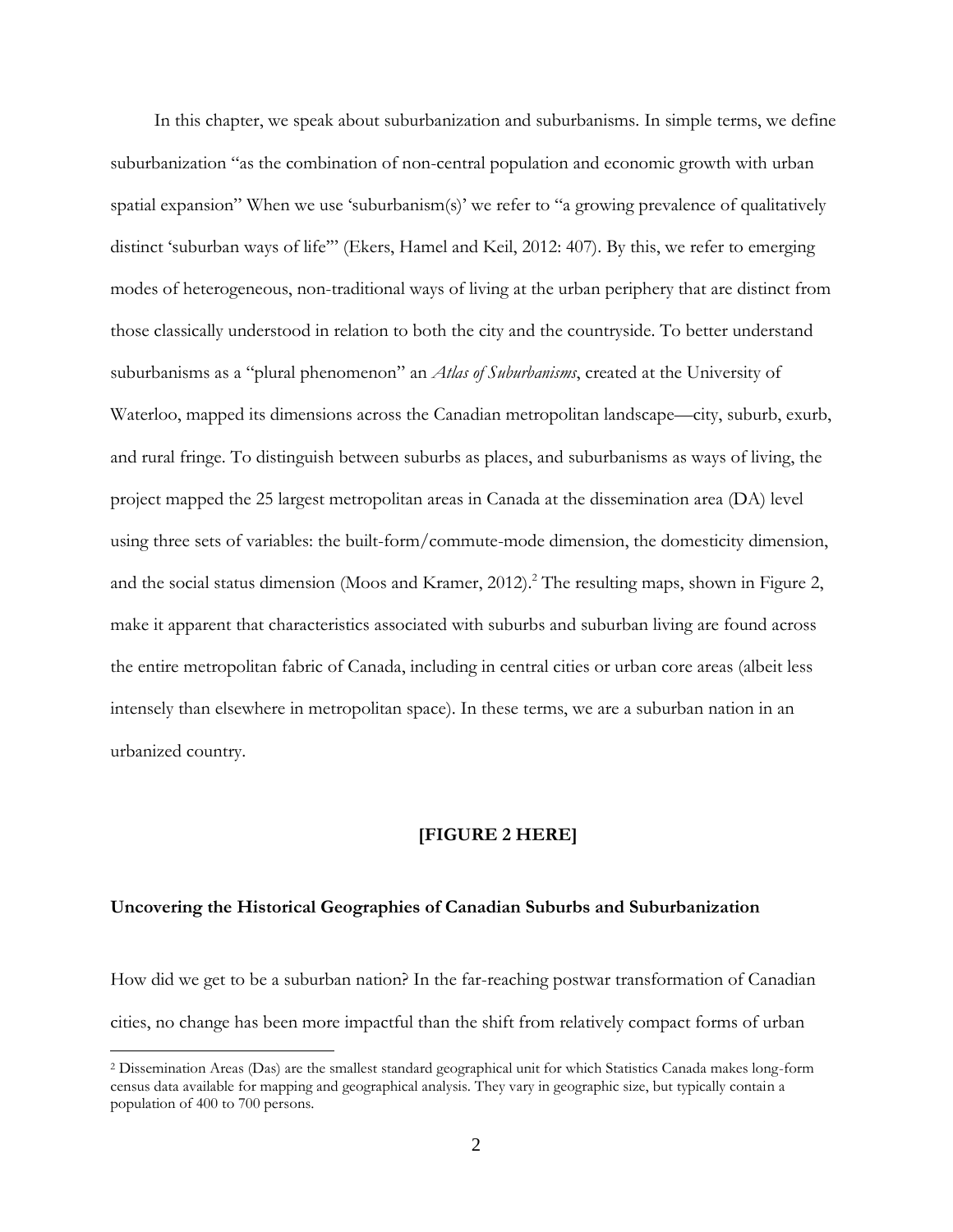In this chapter, we speak about suburbanization and suburbanisms. In simple terms, we define suburbanization "as the combination of non-central population and economic growth with urban spatial expansion" When we use 'suburbanism(s)' we refer to "a growing prevalence of qualitatively distinct 'suburban ways of life'" (Ekers, Hamel and Keil, 2012: 407). By this, we refer to emerging modes of heterogeneous, non-traditional ways of living at the urban periphery that are distinct from those classically understood in relation to both the city and the countryside. To better understand suburbanisms as a "plural phenomenon" an *Atlas of Suburbanisms*, created at the University of Waterloo, mapped its dimensions across the Canadian metropolitan landscape—city, suburb, exurb, and rural fringe. To distinguish between suburbs as places, and suburbanisms as ways of living, the project mapped the 25 largest metropolitan areas in Canada at the dissemination area (DA) level using three sets of variables: the built-form/commute-mode dimension, the domesticity dimension, and the social status dimension (Moos and Kramer, 2012).[2] The resulting maps, shown in Figure 2, make it apparent that characteristics associated with suburbs and suburban living are found across the entire metropolitan fabric of Canada, including in central cities or urban core areas (albeit less intensely than elsewhere in metropolitan space). In these terms, we are a suburban nation in an urbanized country.

**[FIGURE 2 HERE]**

## Uncovering the Historical Geographies of Canadian Suburbs and Suburbanization

How did we get to be a suburban nation? In the far-reaching postwar transformation of Canadian cities, no change has been more impactful than the shift from relatively compact forms of urban

[2] Dissemination Areas (Das) are the smallest standard geographical unit for which Statistics Canada makes long-form census data available for mapping and geographical analysis. They vary in geographic size, but typically contain a population of 400 to 700 persons.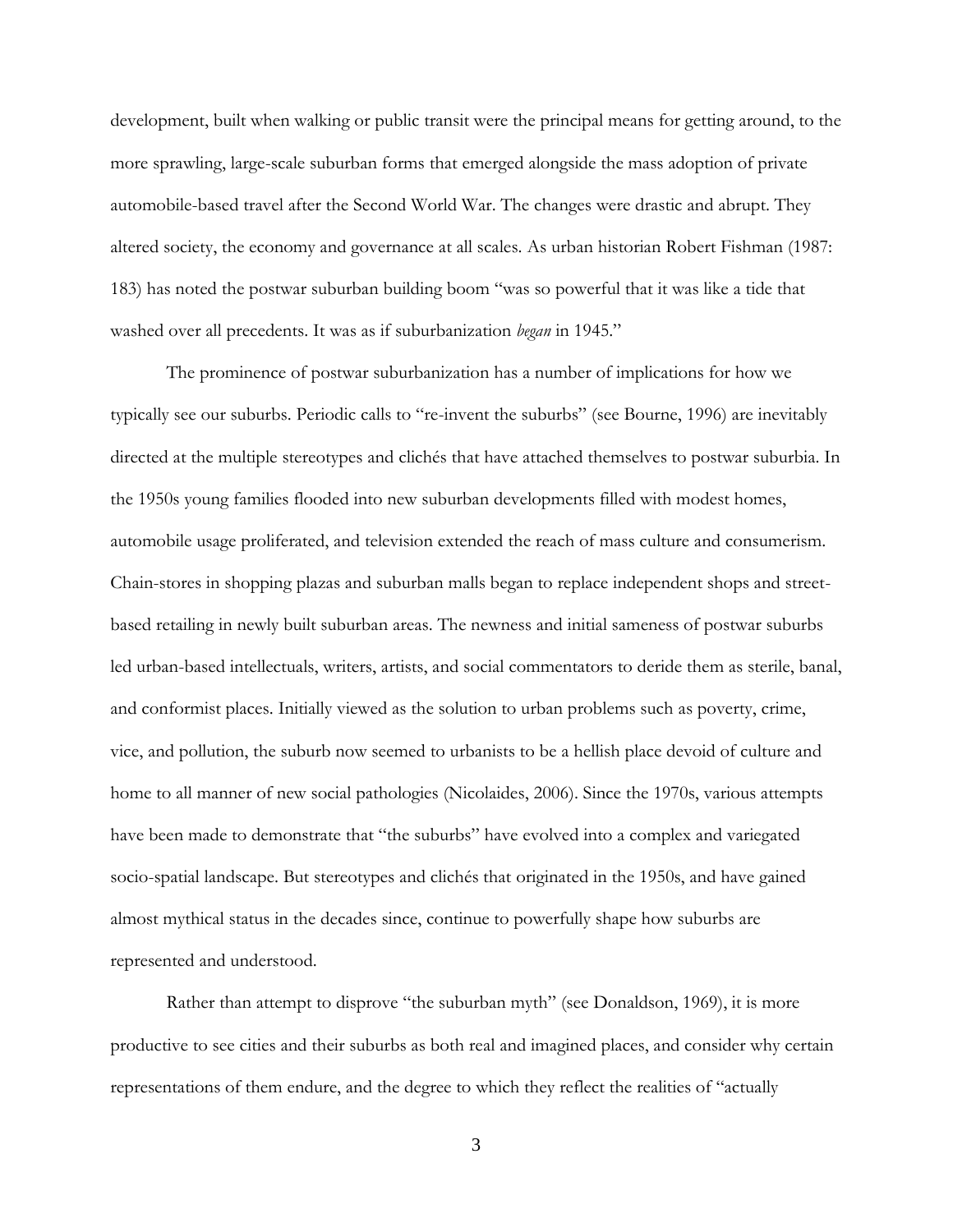development, built when walking or public transit were the principal means for getting around, to the more sprawling, large-scale suburban forms that emerged alongside the mass adoption of private automobile-based travel after the Second World War. The changes were drastic and abrupt. They altered society, the economy and governance at all scales. As urban historian Robert Fishman (1987: 183) has noted the postwar suburban building boom "was so powerful that it was like a tide that washed over all precedents. It was as if suburbanization *began* in 1945."

The prominence of postwar suburbanization has a number of implications for how we typically see our suburbs. Periodic calls to "re-invent the suburbs" (see Bourne, 1996) are inevitably directed at the multiple stereotypes and clichés that have attached themselves to postwar suburbia. In the 1950s young families flooded into new suburban developments filled with modest homes, automobile usage proliferated, and television extended the reach of mass culture and consumerism. Chain-stores in shopping plazas and suburban malls began to replace independent shops and street-based retailing in newly built suburban areas. The newness and initial sameness of postwar suburbs led urban-based intellectuals, writers, artists, and social commentators to deride them as sterile, banal, and conformist places. Initially viewed as the solution to urban problems such as poverty, crime, vice, and pollution, the suburb now seemed to urbanists to be a hellish place devoid of culture and home to all manner of new social pathologies (Nicolaides, 2006). Since the 1970s, various attempts have been made to demonstrate that "the suburbs" have evolved into a complex and variegated socio-spatial landscape. But stereotypes and clichés that originated in the 1950s, and have gained almost mythical status in the decades since, continue to powerfully shape how suburbs are represented and understood.

Rather than attempt to disprove "the suburban myth" (see Donaldson, 1969), it is more productive to see cities and their suburbs as both real and imagined places, and consider why certain representations of them endure, and the degree to which they reflect the realities of "actually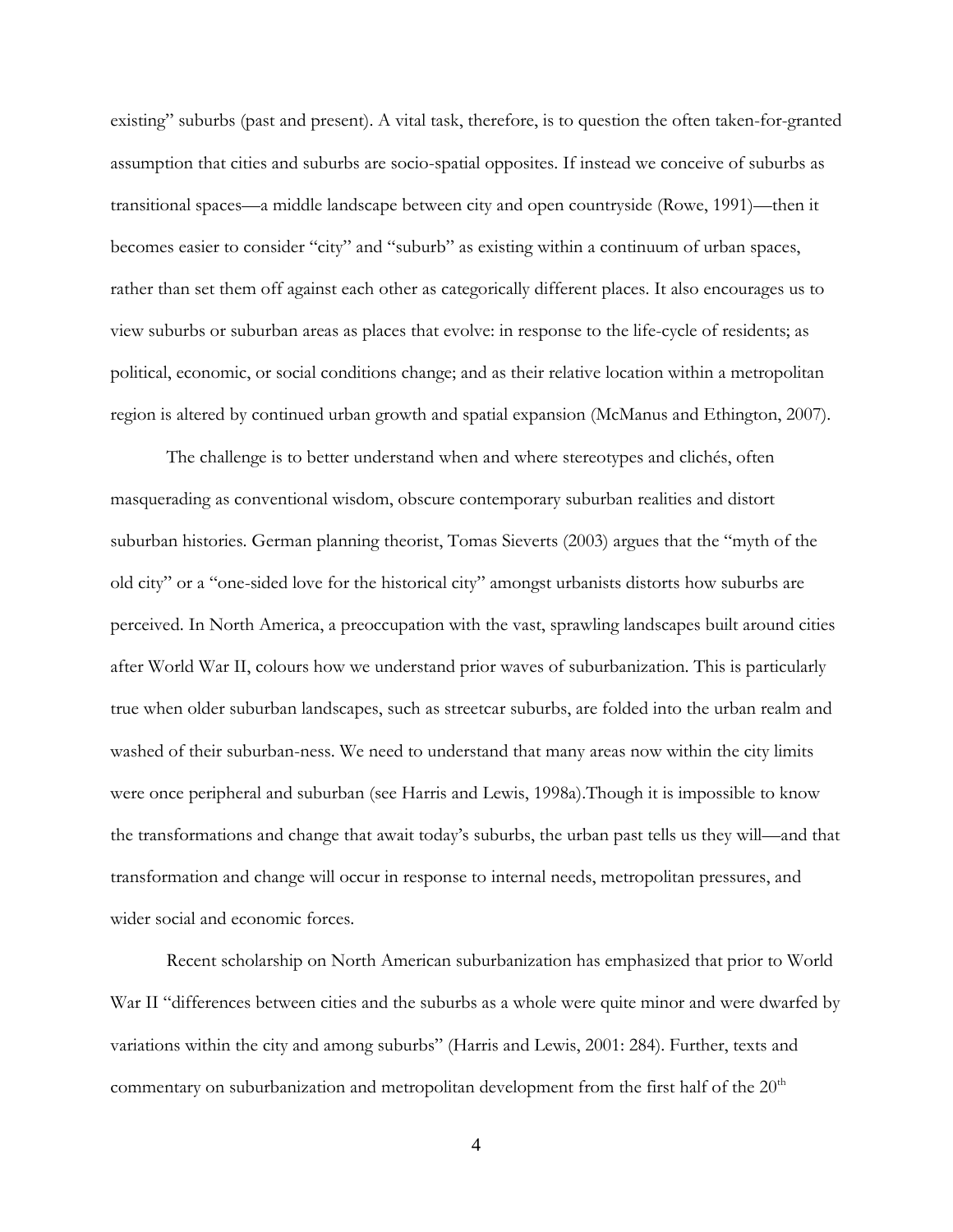existing" suburbs (past and present). A vital task, therefore, is to question the often taken-for-granted assumption that cities and suburbs are socio-spatial opposites. If instead we conceive of suburbs as transitional spaces—a middle landscape between city and open countryside (Rowe, 1991)—then it becomes easier to consider "city" and "suburb" as existing within a continuum of urban spaces, rather than set them off against each other as categorically different places. It also encourages us to view suburbs or suburban areas as places that evolve: in response to the life-cycle of residents; as political, economic, or social conditions change; and as their relative location within a metropolitan region is altered by continued urban growth and spatial expansion (McManus and Ethington, 2007).

The challenge is to better understand when and where stereotypes and clichés, often masquerading as conventional wisdom, obscure contemporary suburban realities and distort suburban histories. German planning theorist, Tomas Sieverts (2003) argues that the "myth of the old city" or a "one-sided love for the historical city" amongst urbanists distorts how suburbs are perceived. In North America, a preoccupation with the vast, sprawling landscapes built around cities after World War II, colours how we understand prior waves of suburbanization. This is particularly true when older suburban landscapes, such as streetcar suburbs, are folded into the urban realm and washed of their suburban-ness. We need to understand that many areas now within the city limits were once peripheral and suburban (see Harris and Lewis, 1998a).Though it is impossible to know the transformations and change that await today's suburbs, the urban past tells us they will—and that transformation and change will occur in response to internal needs, metropolitan pressures, and wider social and economic forces.

Recent scholarship on North American suburbanization has emphasized that prior to World War II "differences between cities and the suburbs as a whole were quite minor and were dwarfed by variations within the city and among suburbs" (Harris and Lewis, 2001: 284). Further, texts and commentary on suburbanization and metropolitan development from the first half of the 20th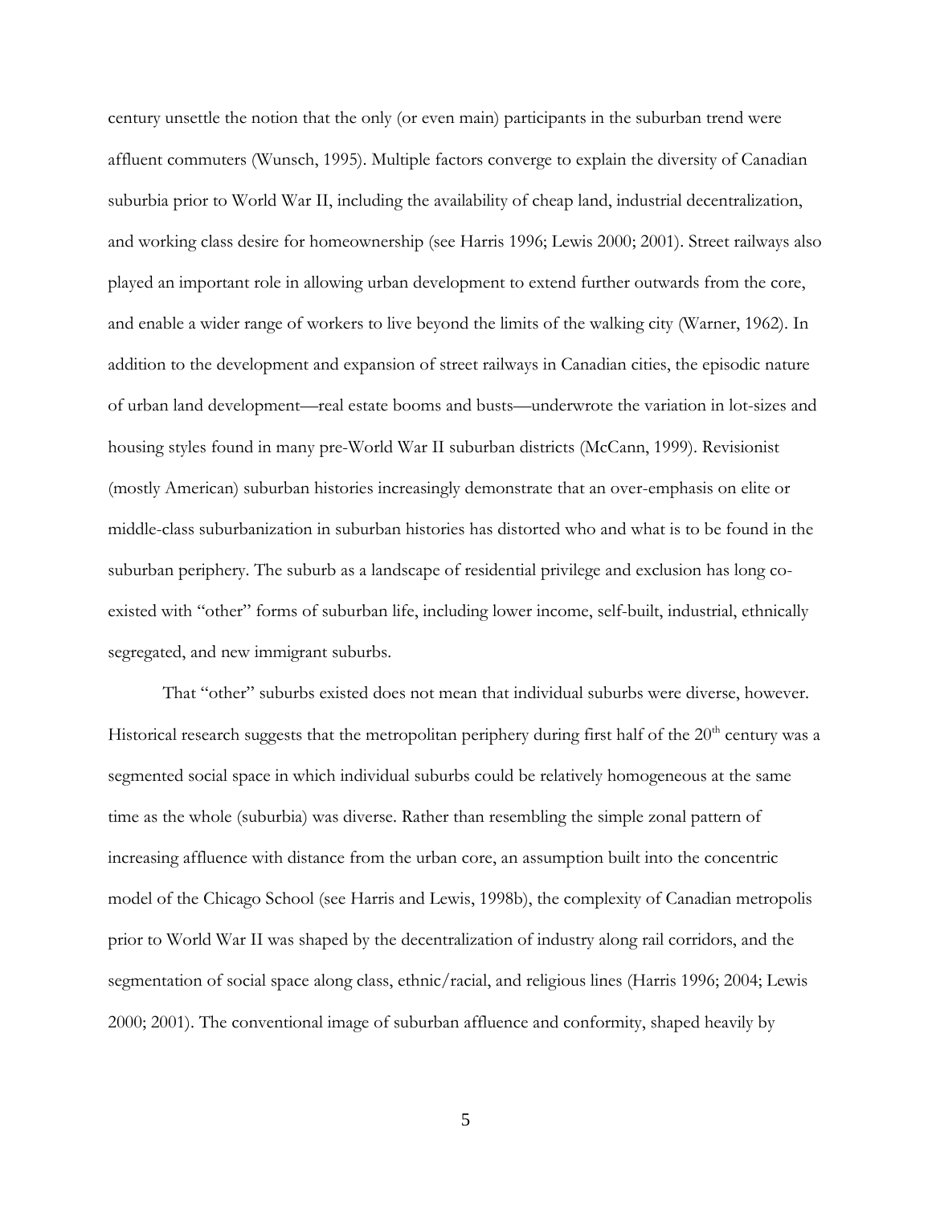century unsettle the notion that the only (or even main) participants in the suburban trend were affluent commuters (Wunsch, 1995). Multiple factors converge to explain the diversity of Canadian suburbia prior to World War II, including the availability of cheap land, industrial decentralization, and working class desire for homeownership (see Harris 1996; Lewis 2000; 2001). Street railways also played an important role in allowing urban development to extend further outwards from the core, and enable a wider range of workers to live beyond the limits of the walking city (Warner, 1962). In addition to the development and expansion of street railways in Canadian cities, the episodic nature of urban land development—real estate booms and busts—underwrote the variation in lot-sizes and housing styles found in many pre-World War II suburban districts (McCann, 1999). Revisionist (mostly American) suburban histories increasingly demonstrate that an over-emphasis on elite or middle-class suburbanization in suburban histories has distorted who and what is to be found in the suburban periphery. The suburb as a landscape of residential privilege and exclusion has long co-existed with "other" forms of suburban life, including lower income, self-built, industrial, ethnically segregated, and new immigrant suburbs.

That "other" suburbs existed does not mean that individual suburbs were diverse, however. Historical research suggests that the metropolitan periphery during first half of the 20th century was a segmented social space in which individual suburbs could be relatively homogeneous at the same time as the whole (suburbia) was diverse. Rather than resembling the simple zonal pattern of increasing affluence with distance from the urban core, an assumption built into the concentric model of the Chicago School (see Harris and Lewis, 1998b), the complexity of Canadian metropolis prior to World War II was shaped by the decentralization of industry along rail corridors, and the segmentation of social space along class, ethnic/racial, and religious lines (Harris 1996; 2004; Lewis 2000; 2001). The conventional image of suburban affluence and conformity, shaped heavily by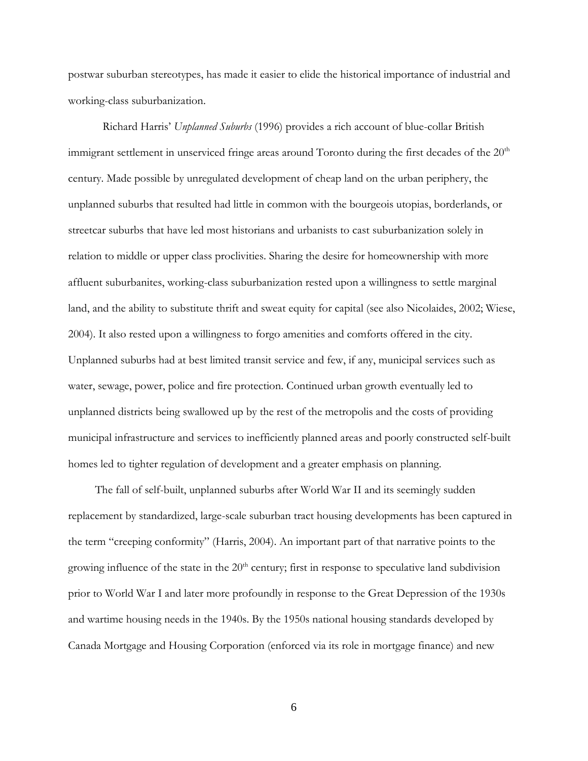postwar suburban stereotypes, has made it easier to elide the historical importance of industrial and working-class suburbanization.

Richard Harris' *Unplanned Suburbs* (1996) provides a rich account of blue-collar British immigrant settlement in unserviced fringe areas around Toronto during the first decades of the 20th century. Made possible by unregulated development of cheap land on the urban periphery, the unplanned suburbs that resulted had little in common with the bourgeois utopias, borderlands, or streetcar suburbs that have led most historians and urbanists to cast suburbanization solely in relation to middle or upper class proclivities. Sharing the desire for homeownership with more affluent suburbanites, working-class suburbanization rested upon a willingness to settle marginal land, and the ability to substitute thrift and sweat equity for capital (see also Nicolaides, 2002; Wiese, 2004). It also rested upon a willingness to forgo amenities and comforts offered in the city. Unplanned suburbs had at best limited transit service and few, if any, municipal services such as water, sewage, power, police and fire protection. Continued urban growth eventually led to unplanned districts being swallowed up by the rest of the metropolis and the costs of providing municipal infrastructure and services to inefficiently planned areas and poorly constructed self-built homes led to tighter regulation of development and a greater emphasis on planning.

The fall of self-built, unplanned suburbs after World War II and its seemingly sudden replacement by standardized, large-scale suburban tract housing developments has been captured in the term "creeping conformity" (Harris, 2004). An important part of that narrative points to the growing influence of the state in the 20th century; first in response to speculative land subdivision prior to World War I and later more profoundly in response to the Great Depression of the 1930s and wartime housing needs in the 1940s. By the 1950s national housing standards developed by Canada Mortgage and Housing Corporation (enforced via its role in mortgage finance) and new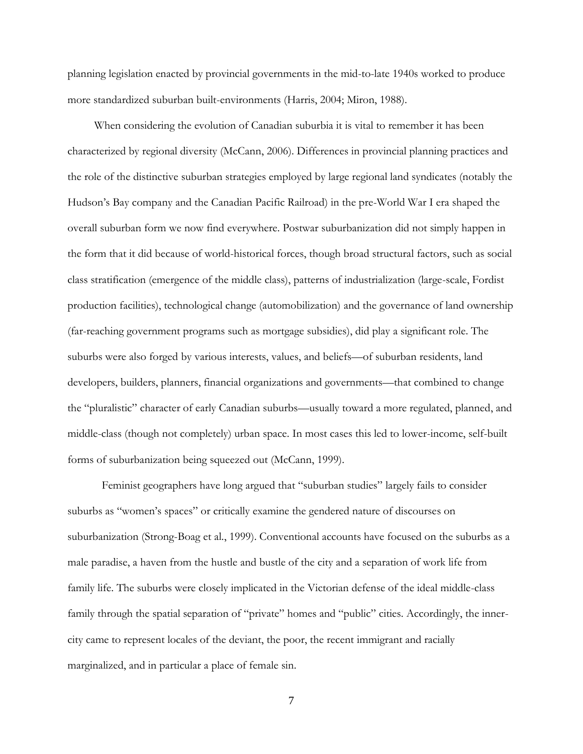planning legislation enacted by provincial governments in the mid-to-late 1940s worked to produce more standardized suburban built-environments (Harris, 2004; Miron, 1988).

When considering the evolution of Canadian suburbia it is vital to remember it has been characterized by regional diversity (McCann, 2006). Differences in provincial planning practices and the role of the distinctive suburban strategies employed by large regional land syndicates (notably the Hudson's Bay company and the Canadian Pacific Railroad) in the pre-World War I era shaped the overall suburban form we now find everywhere. Postwar suburbanization did not simply happen in the form that it did because of world-historical forces, though broad structural factors, such as social class stratification (emergence of the middle class), patterns of industrialization (large-scale, Fordist production facilities), technological change (automobilization) and the governance of land ownership (far-reaching government programs such as mortgage subsidies), did play a significant role. The suburbs were also forged by various interests, values, and beliefs—of suburban residents, land developers, builders, planners, financial organizations and governments—that combined to change the "pluralistic" character of early Canadian suburbs—usually toward a more regulated, planned, and middle-class (though not completely) urban space. In most cases this led to lower-income, self-built forms of suburbanization being squeezed out (McCann, 1999).

Feminist geographers have long argued that "suburban studies" largely fails to consider suburbs as "women's spaces" or critically examine the gendered nature of discourses on suburbanization (Strong-Boag et al., 1999). Conventional accounts have focused on the suburbs as a male paradise, a haven from the hustle and bustle of the city and a separation of work life from family life. The suburbs were closely implicated in the Victorian defense of the ideal middle-class family through the spatial separation of "private" homes and "public" cities. Accordingly, the inner-city came to represent locales of the deviant, the poor, the recent immigrant and racially marginalized, and in particular a place of female sin.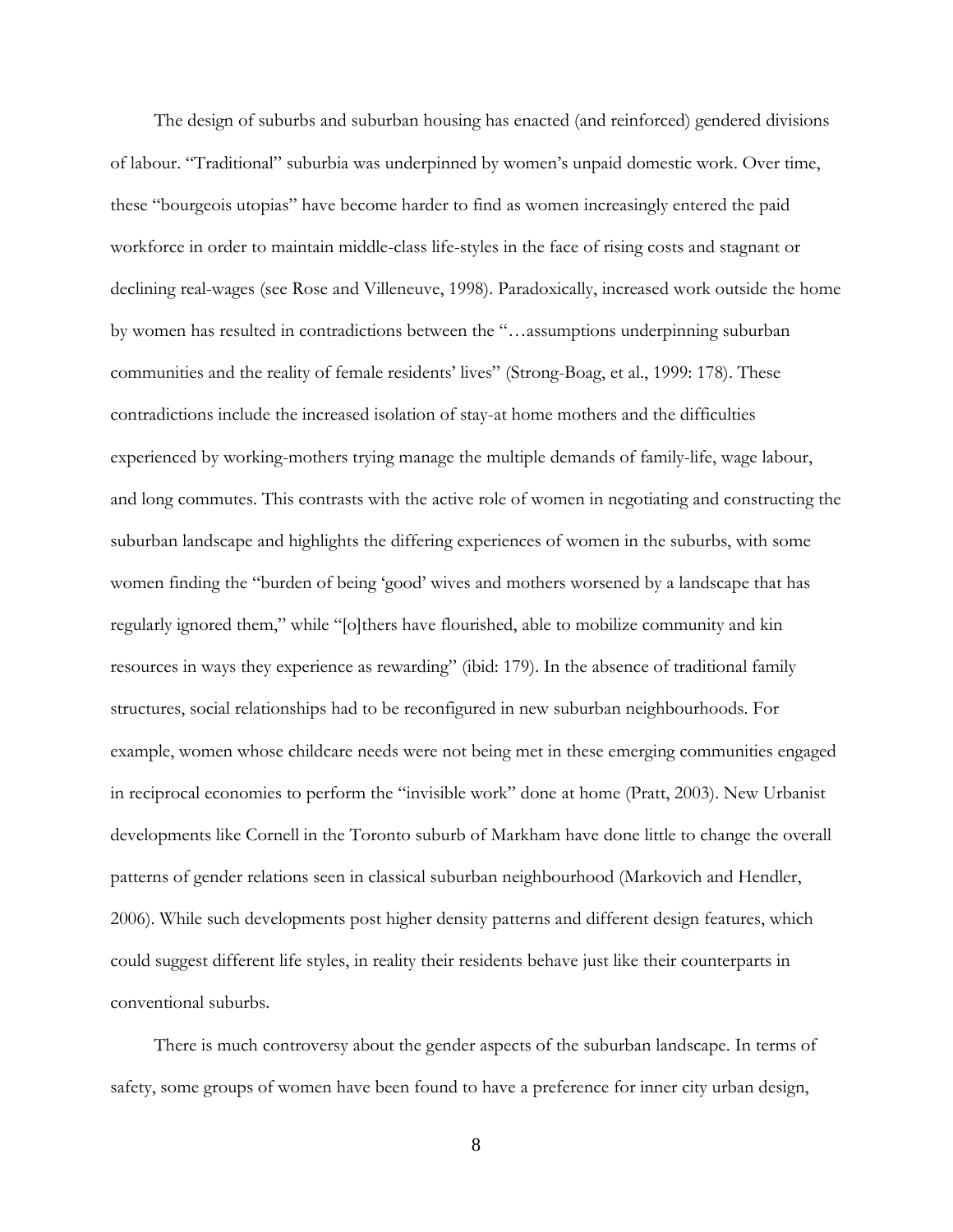The design of suburbs and suburban housing has enacted (and reinforced) gendered divisions of labour. "Traditional" suburbia was underpinned by women's unpaid domestic work. Over time, these "bourgeois utopias" have become harder to find as women increasingly entered the paid workforce in order to maintain middle-class life-styles in the face of rising costs and stagnant or declining real-wages (see Rose and Villeneuve, 1998). Paradoxically, increased work outside the home by women has resulted in contradictions between the "…assumptions underpinning suburban communities and the reality of female residents' lives" (Strong-Boag, et al., 1999: 178). These contradictions include the increased isolation of stay-at home mothers and the difficulties experienced by working-mothers trying manage the multiple demands of family-life, wage labour, and long commutes. This contrasts with the active role of women in negotiating and constructing the suburban landscape and highlights the differing experiences of women in the suburbs, with some women finding the "burden of being 'good' wives and mothers worsened by a landscape that has regularly ignored them," while "[o]thers have flourished, able to mobilize community and kin resources in ways they experience as rewarding" (ibid: 179). In the absence of traditional family structures, social relationships had to be reconfigured in new suburban neighbourhoods. For example, women whose childcare needs were not being met in these emerging communities engaged in reciprocal economies to perform the "invisible work" done at home (Pratt, 2003). New Urbanist developments like Cornell in the Toronto suburb of Markham have done little to change the overall patterns of gender relations seen in classical suburban neighbourhood (Markovich and Hendler, 2006). While such developments post higher density patterns and different design features, which could suggest different life styles, in reality their residents behave just like their counterparts in conventional suburbs.

There is much controversy about the gender aspects of the suburban landscape. In terms of safety, some groups of women have been found to have a preference for inner city urban design,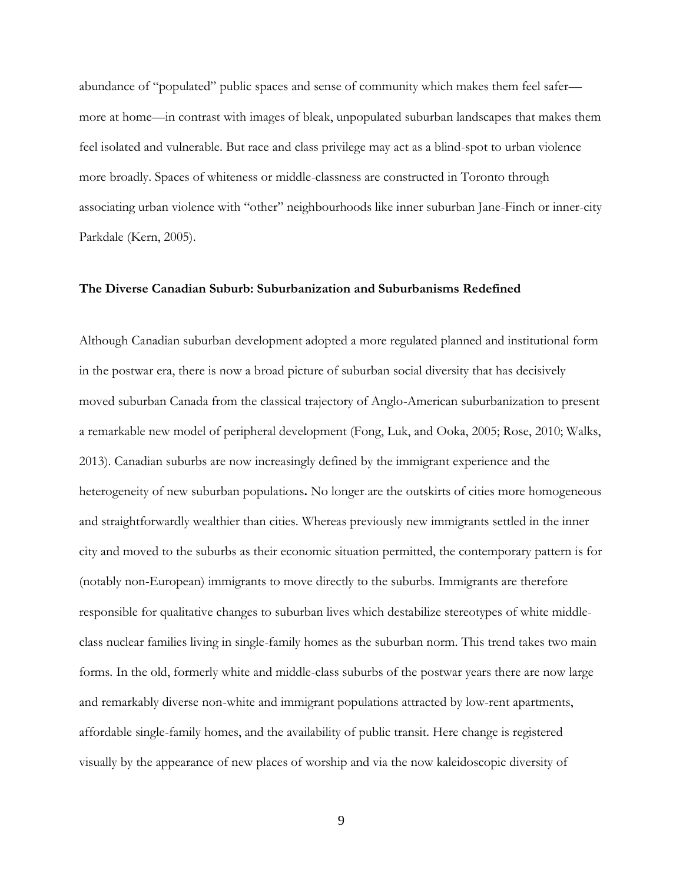abundance of "populated" public spaces and sense of community which makes them feel safer—more at home—in contrast with images of bleak, unpopulated suburban landscapes that makes them feel isolated and vulnerable. But race and class privilege may act as a blind-spot to urban violence more broadly. Spaces of whiteness or middle-classness are constructed in Toronto through associating urban violence with "other" neighbourhoods like inner suburban Jane-Finch or inner-city Parkdale (Kern, 2005).

## The Diverse Canadian Suburb: Suburbanization and Suburbanisms Redefined

Although Canadian suburban development adopted a more regulated planned and institutional form in the postwar era, there is now a broad picture of suburban social diversity that has decisively moved suburban Canada from the classical trajectory of Anglo-American suburbanization to present a remarkable new model of peripheral development (Fong, Luk, and Ooka, 2005; Rose, 2010; Walks, 2013). Canadian suburbs are now increasingly defined by the immigrant experience and the heterogeneity of new suburban populations**.** No longer are the outskirts of cities more homogeneous and straightforwardly wealthier than cities. Whereas previously new immigrants settled in the inner city and moved to the suburbs as their economic situation permitted, the contemporary pattern is for (notably non-European) immigrants to move directly to the suburbs. Immigrants are therefore responsible for qualitative changes to suburban lives which destabilize stereotypes of white middle-class nuclear families living in single-family homes as the suburban norm. This trend takes two main forms. In the old, formerly white and middle-class suburbs of the postwar years there are now large and remarkably diverse non-white and immigrant populations attracted by low-rent apartments, affordable single-family homes, and the availability of public transit. Here change is registered visually by the appearance of new places of worship and via the now kaleidoscopic diversity of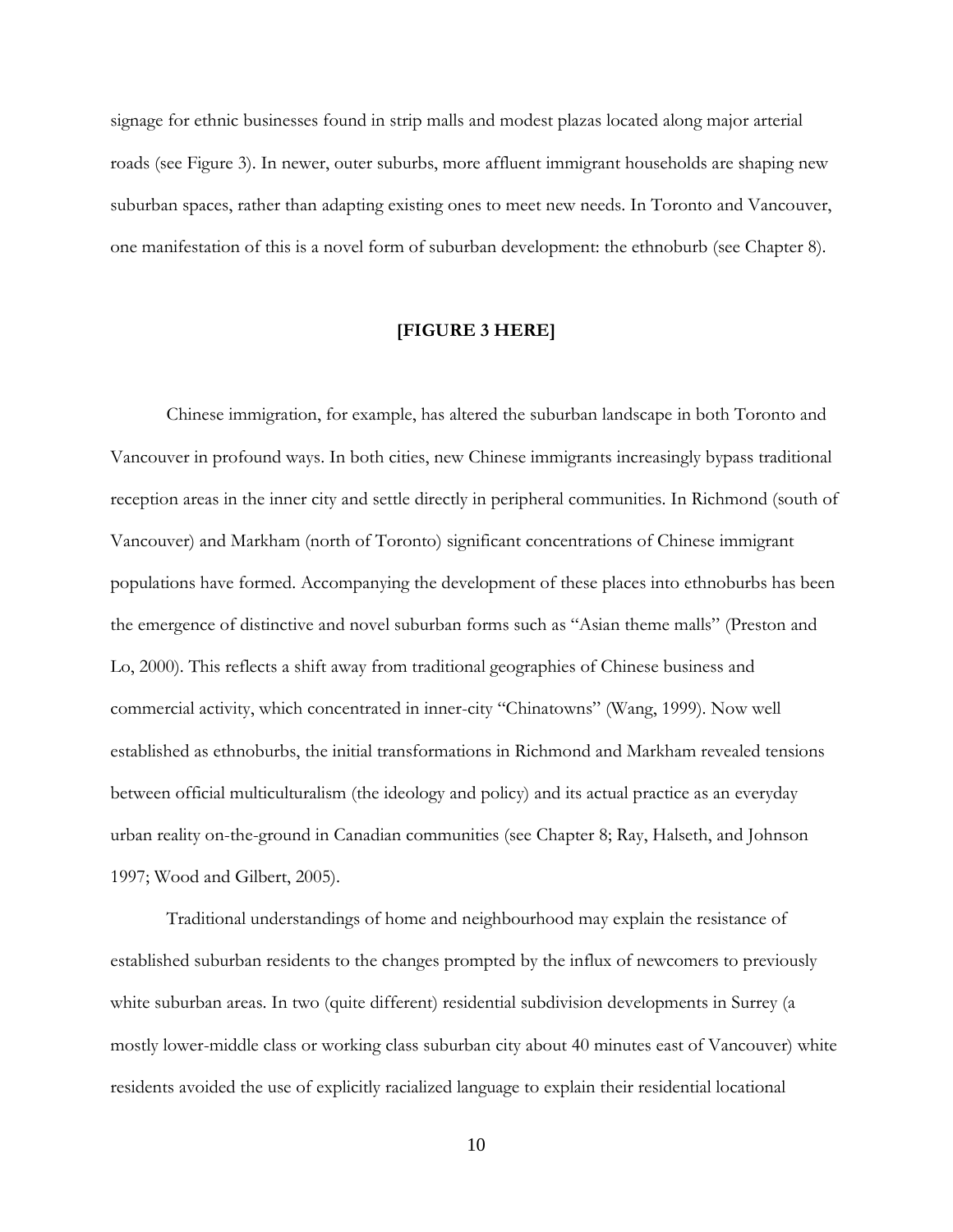signage for ethnic businesses found in strip malls and modest plazas located along major arterial roads (see Figure 3). In newer, outer suburbs, more affluent immigrant households are shaping new suburban spaces, rather than adapting existing ones to meet new needs. In Toronto and Vancouver, one manifestation of this is a novel form of suburban development: the ethnoburb (see Chapter 8).

**[FIGURE 3 HERE]**

Chinese immigration, for example, has altered the suburban landscape in both Toronto and Vancouver in profound ways. In both cities, new Chinese immigrants increasingly bypass traditional reception areas in the inner city and settle directly in peripheral communities. In Richmond (south of Vancouver) and Markham (north of Toronto) significant concentrations of Chinese immigrant populations have formed. Accompanying the development of these places into ethnoburbs has been the emergence of distinctive and novel suburban forms such as "Asian theme malls" (Preston and Lo, 2000). This reflects a shift away from traditional geographies of Chinese business and commercial activity, which concentrated in inner-city "Chinatowns" (Wang, 1999). Now well established as ethnoburbs, the initial transformations in Richmond and Markham revealed tensions between official multiculturalism (the ideology and policy) and its actual practice as an everyday urban reality on-the-ground in Canadian communities (see Chapter 8; Ray, Halseth, and Johnson 1997; Wood and Gilbert, 2005).

Traditional understandings of home and neighbourhood may explain the resistance of established suburban residents to the changes prompted by the influx of newcomers to previously white suburban areas. In two (quite different) residential subdivision developments in Surrey (a mostly lower-middle class or working class suburban city about 40 minutes east of Vancouver) white residents avoided the use of explicitly racialized language to explain their residential locational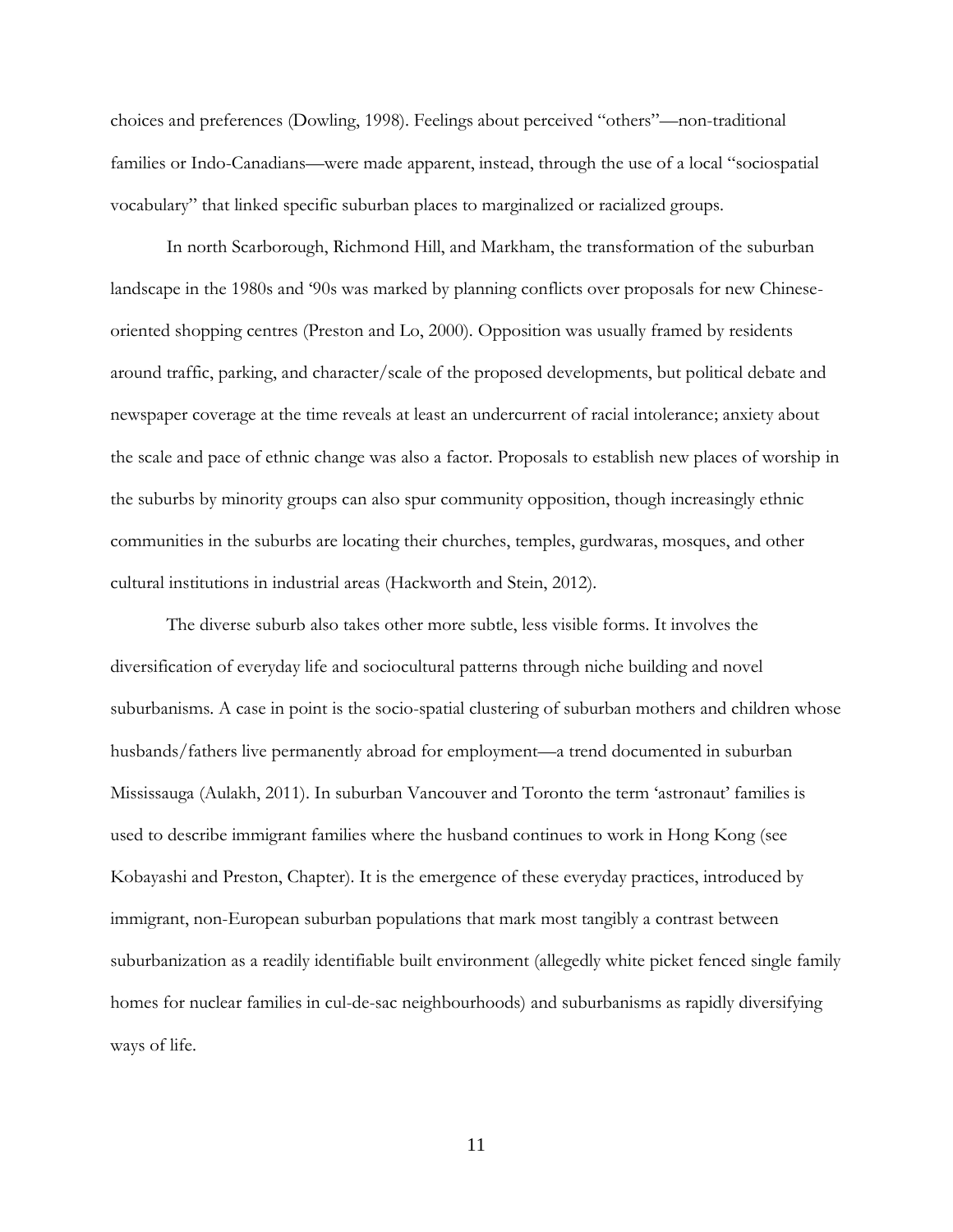choices and preferences (Dowling, 1998). Feelings about perceived "others"—non-traditional families or Indo-Canadians—were made apparent, instead, through the use of a local "sociospatial vocabulary" that linked specific suburban places to marginalized or racialized groups.

In north Scarborough, Richmond Hill, and Markham, the transformation of the suburban landscape in the 1980s and '90s was marked by planning conflicts over proposals for new Chinese-oriented shopping centres (Preston and Lo, 2000). Opposition was usually framed by residents around traffic, parking, and character/scale of the proposed developments, but political debate and newspaper coverage at the time reveals at least an undercurrent of racial intolerance; anxiety about the scale and pace of ethnic change was also a factor. Proposals to establish new places of worship in the suburbs by minority groups can also spur community opposition, though increasingly ethnic communities in the suburbs are locating their churches, temples, gurdwaras, mosques, and other cultural institutions in industrial areas (Hackworth and Stein, 2012).

The diverse suburb also takes other more subtle, less visible forms. It involves the diversification of everyday life and sociocultural patterns through niche building and novel suburbanisms. A case in point is the socio-spatial clustering of suburban mothers and children whose husbands/fathers live permanently abroad for employment—a trend documented in suburban Mississauga (Aulakh, 2011). In suburban Vancouver and Toronto the term 'astronaut' families is used to describe immigrant families where the husband continues to work in Hong Kong (see Kobayashi and Preston, Chapter). It is the emergence of these everyday practices, introduced by immigrant, non-European suburban populations that mark most tangibly a contrast between suburbanization as a readily identifiable built environment (allegedly white picket fenced single family homes for nuclear families in cul-de-sac neighbourhoods) and suburbanisms as rapidly diversifying ways of life.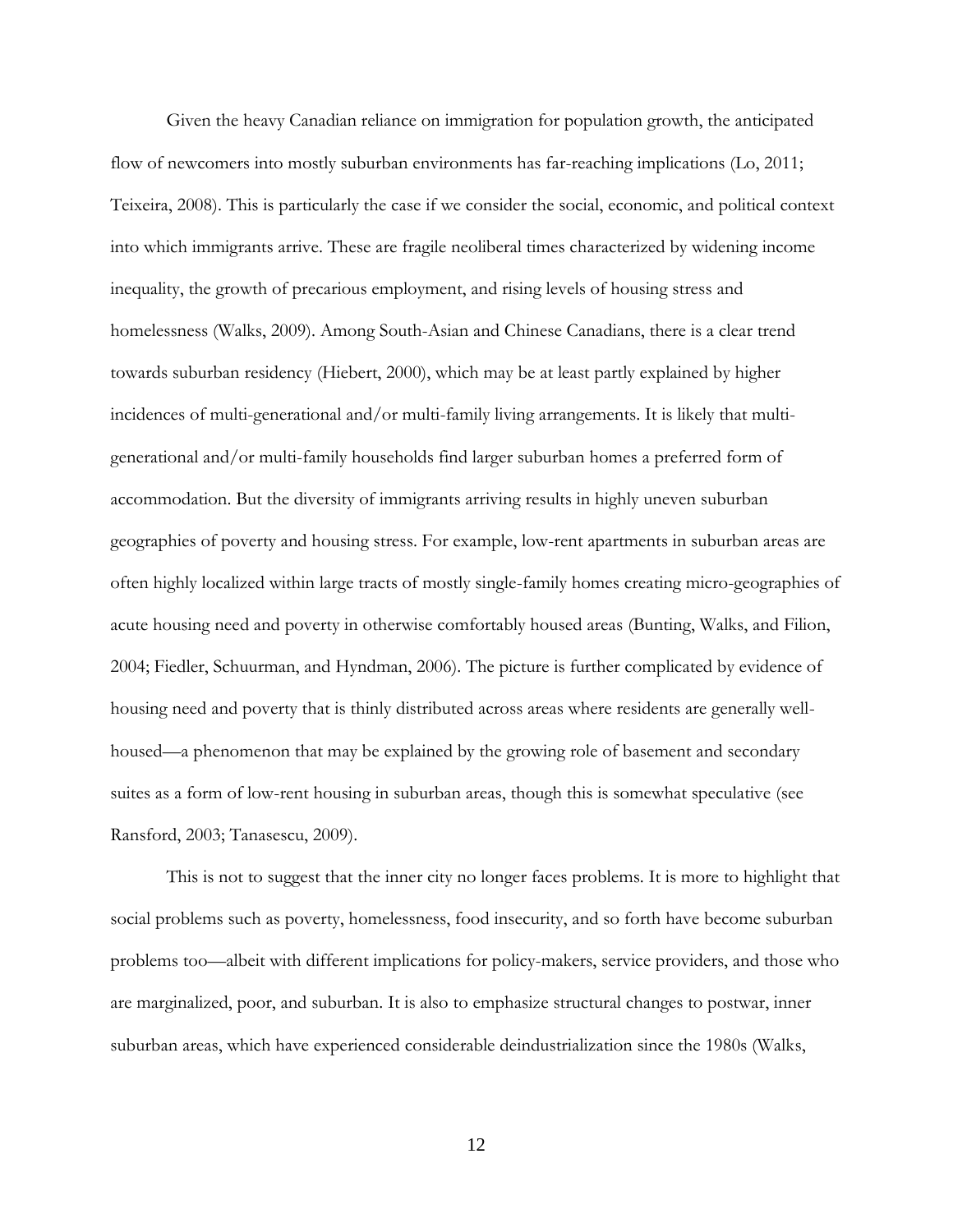Given the heavy Canadian reliance on immigration for population growth, the anticipated flow of newcomers into mostly suburban environments has far-reaching implications (Lo, 2011; Teixeira, 2008). This is particularly the case if we consider the social, economic, and political context into which immigrants arrive. These are fragile neoliberal times characterized by widening income inequality, the growth of precarious employment, and rising levels of housing stress and homelessness (Walks, 2009). Among South-Asian and Chinese Canadians, there is a clear trend towards suburban residency (Hiebert, 2000), which may be at least partly explained by higher incidences of multi-generational and/or multi-family living arrangements. It is likely that multi-generational and/or multi-family households find larger suburban homes a preferred form of accommodation. But the diversity of immigrants arriving results in highly uneven suburban geographies of poverty and housing stress. For example, low-rent apartments in suburban areas are often highly localized within large tracts of mostly single-family homes creating micro-geographies of acute housing need and poverty in otherwise comfortably housed areas (Bunting, Walks, and Filion, 2004; Fiedler, Schuurman, and Hyndman, 2006). The picture is further complicated by evidence of housing need and poverty that is thinly distributed across areas where residents are generally well-housed—a phenomenon that may be explained by the growing role of basement and secondary suites as a form of low-rent housing in suburban areas, though this is somewhat speculative (see Ransford, 2003; Tanasescu, 2009).

This is not to suggest that the inner city no longer faces problems. It is more to highlight that social problems such as poverty, homelessness, food insecurity, and so forth have become suburban problems too—albeit with different implications for policy-makers, service providers, and those who are marginalized, poor, and suburban. It is also to emphasize structural changes to postwar, inner suburban areas, which have experienced considerable deindustrialization since the 1980s (Walks,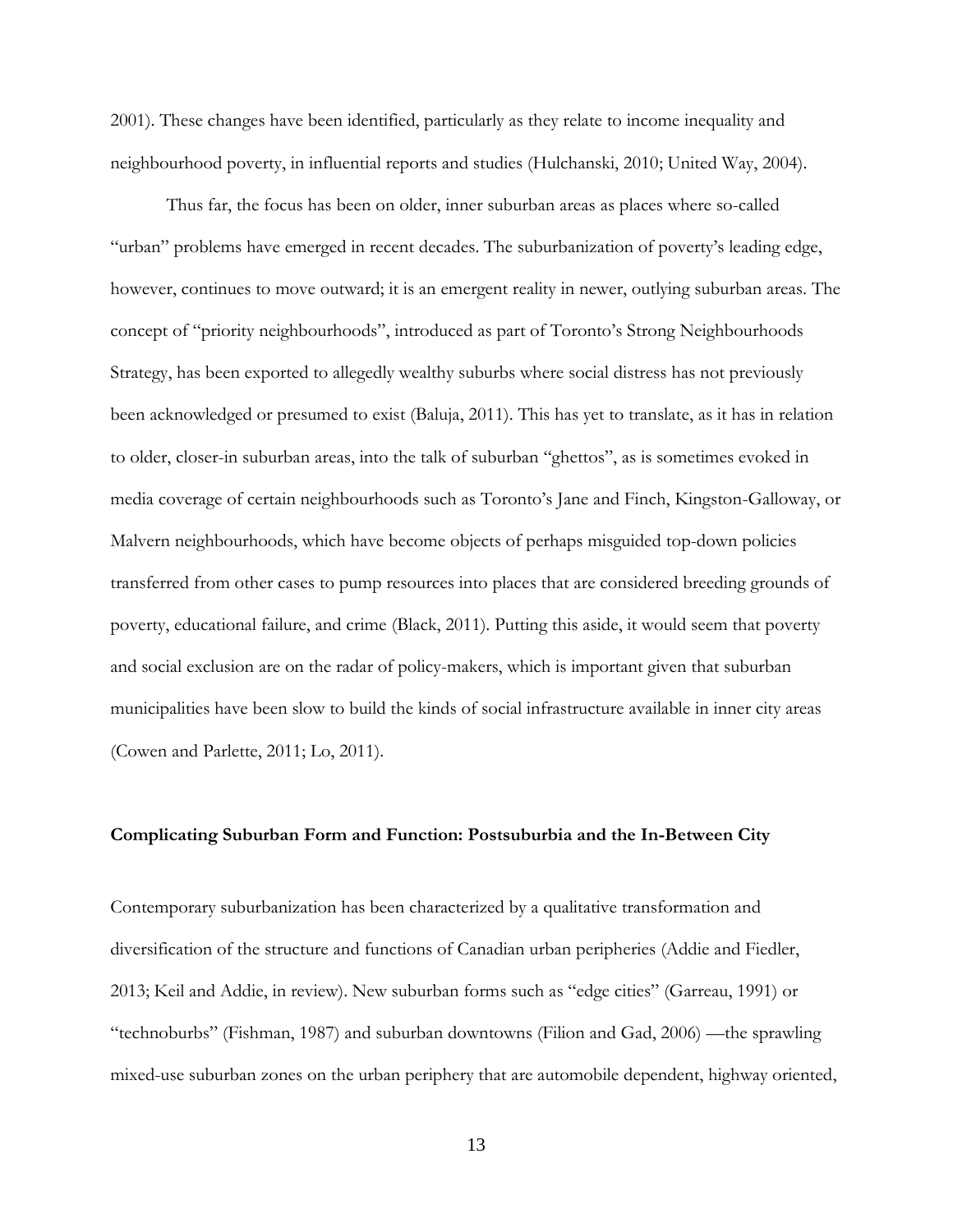2001). These changes have been identified, particularly as they relate to income inequality and neighbourhood poverty, in influential reports and studies (Hulchanski, 2010; United Way, 2004).

Thus far, the focus has been on older, inner suburban areas as places where so-called "urban" problems have emerged in recent decades. The suburbanization of poverty's leading edge, however, continues to move outward; it is an emergent reality in newer, outlying suburban areas. The concept of "priority neighbourhoods", introduced as part of Toronto's Strong Neighbourhoods Strategy, has been exported to allegedly wealthy suburbs where social distress has not previously been acknowledged or presumed to exist (Baluja, 2011). This has yet to translate, as it has in relation to older, closer-in suburban areas, into the talk of suburban "ghettos", as is sometimes evoked in media coverage of certain neighbourhoods such as Toronto's Jane and Finch, Kingston-Galloway, or Malvern neighbourhoods, which have become objects of perhaps misguided top-down policies transferred from other cases to pump resources into places that are considered breeding grounds of poverty, educational failure, and crime (Black, 2011). Putting this aside, it would seem that poverty and social exclusion are on the radar of policy-makers, which is important given that suburban municipalities have been slow to build the kinds of social infrastructure available in inner city areas (Cowen and Parlette, 2011; Lo, 2011).

## Complicating Suburban Form and Function: Postsuburbia and the In-Between City

Contemporary suburbanization has been characterized by a qualitative transformation and diversification of the structure and functions of Canadian urban peripheries (Addie and Fiedler, 2013; Keil and Addie, in review). New suburban forms such as "edge cities" (Garreau, 1991) or "technoburbs" (Fishman, 1987) and suburban downtowns (Filion and Gad, 2006) —the sprawling mixed-use suburban zones on the urban periphery that are automobile dependent, highway oriented,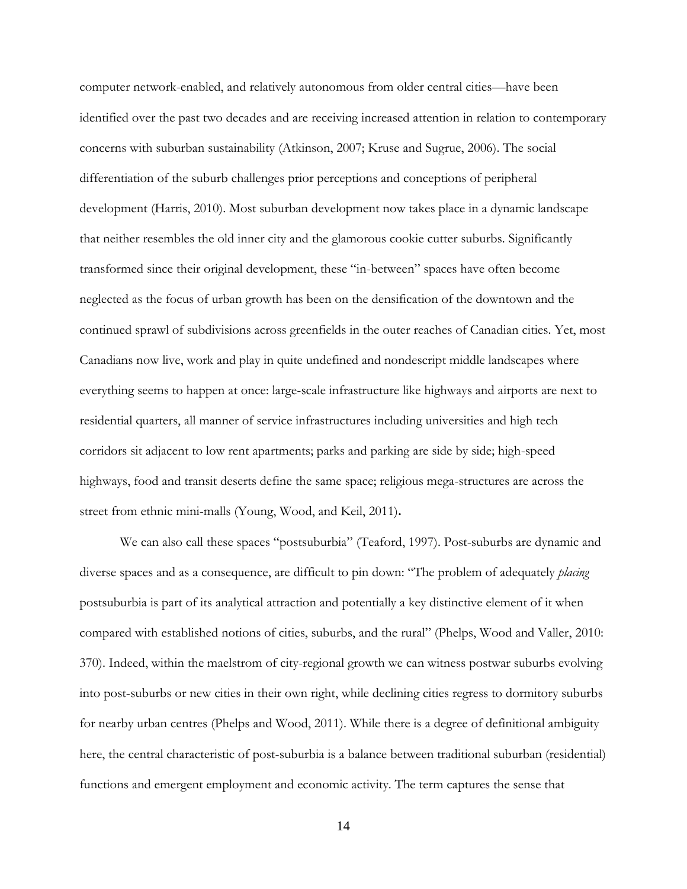computer network-enabled, and relatively autonomous from older central cities—have been identified over the past two decades and are receiving increased attention in relation to contemporary concerns with suburban sustainability (Atkinson, 2007; Kruse and Sugrue, 2006). The social differentiation of the suburb challenges prior perceptions and conceptions of peripheral development (Harris, 2010). Most suburban development now takes place in a dynamic landscape that neither resembles the old inner city and the glamorous cookie cutter suburbs. Significantly transformed since their original development, these "in-between" spaces have often become neglected as the focus of urban growth has been on the densification of the downtown and the continued sprawl of subdivisions across greenfields in the outer reaches of Canadian cities. Yet, most Canadians now live, work and play in quite undefined and nondescript middle landscapes where everything seems to happen at once: large-scale infrastructure like highways and airports are next to residential quarters, all manner of service infrastructures including universities and high tech corridors sit adjacent to low rent apartments; parks and parking are side by side; high-speed highways, food and transit deserts define the same space; religious mega-structures are across the street from ethnic mini-malls (Young, Wood, and Keil, 2011).

We can also call these spaces "postsuburbia" (Teaford, 1997). Post-suburbs are dynamic and diverse spaces and as a consequence, are difficult to pin down: "The problem of adequately *placing* postsuburbia is part of its analytical attraction and potentially a key distinctive element of it when compared with established notions of cities, suburbs, and the rural" (Phelps, Wood and Valler, 2010: 370). Indeed, within the maelstrom of city-regional growth we can witness postwar suburbs evolving into post-suburbs or new cities in their own right, while declining cities regress to dormitory suburbs for nearby urban centres (Phelps and Wood, 2011). While there is a degree of definitional ambiguity here, the central characteristic of post-suburbia is a balance between traditional suburban (residential) functions and emergent employment and economic activity. The term captures the sense that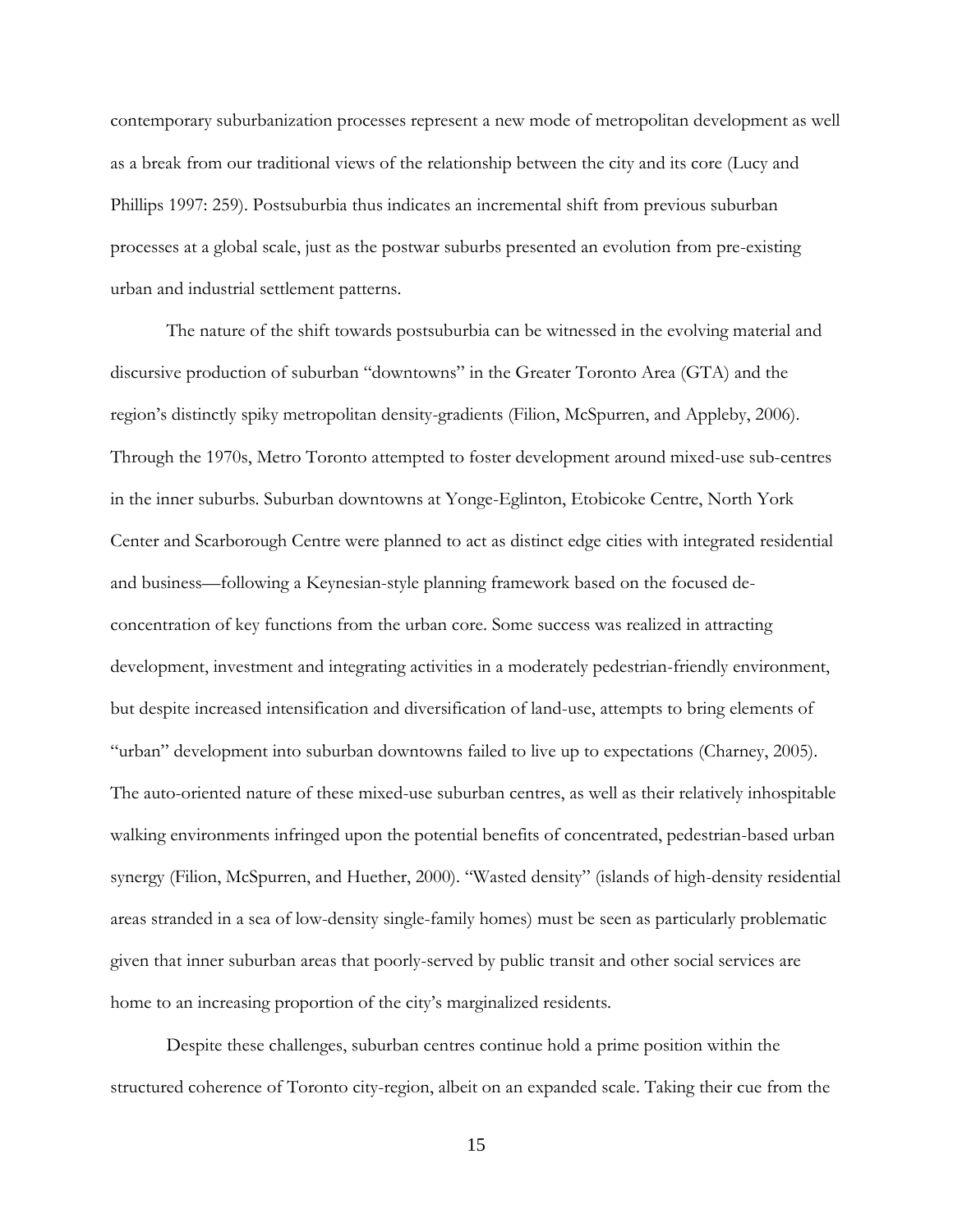contemporary suburbanization processes represent a new mode of metropolitan development as well as a break from our traditional views of the relationship between the city and its core (Lucy and Phillips 1997: 259). Postsuburbia thus indicates an incremental shift from previous suburban processes at a global scale, just as the postwar suburbs presented an evolution from pre-existing urban and industrial settlement patterns.

The nature of the shift towards postsuburbia can be witnessed in the evolving material and discursive production of suburban "downtowns" in the Greater Toronto Area (GTA) and the region's distinctly spiky metropolitan density-gradients (Filion, McSpurren, and Appleby, 2006). Through the 1970s, Metro Toronto attempted to foster development around mixed-use sub-centres in the inner suburbs. Suburban downtowns at Yonge-Eglinton, Etobicoke Centre, North York Center and Scarborough Centre were planned to act as distinct edge cities with integrated residential and business—following a Keynesian-style planning framework based on the focused de-concentration of key functions from the urban core. Some success was realized in attracting development, investment and integrating activities in a moderately pedestrian-friendly environment, but despite increased intensification and diversification of land-use, attempts to bring elements of "urban" development into suburban downtowns failed to live up to expectations (Charney, 2005). The auto-oriented nature of these mixed-use suburban centres, as well as their relatively inhospitable walking environments infringed upon the potential benefits of concentrated, pedestrian-based urban synergy (Filion, McSpurren, and Huether, 2000). "Wasted density" (islands of high-density residential areas stranded in a sea of low-density single-family homes) must be seen as particularly problematic given that inner suburban areas that poorly-served by public transit and other social services are home to an increasing proportion of the city's marginalized residents.

Despite these challenges, suburban centres continue hold a prime position within the structured coherence of Toronto city-region, albeit on an expanded scale. Taking their cue from the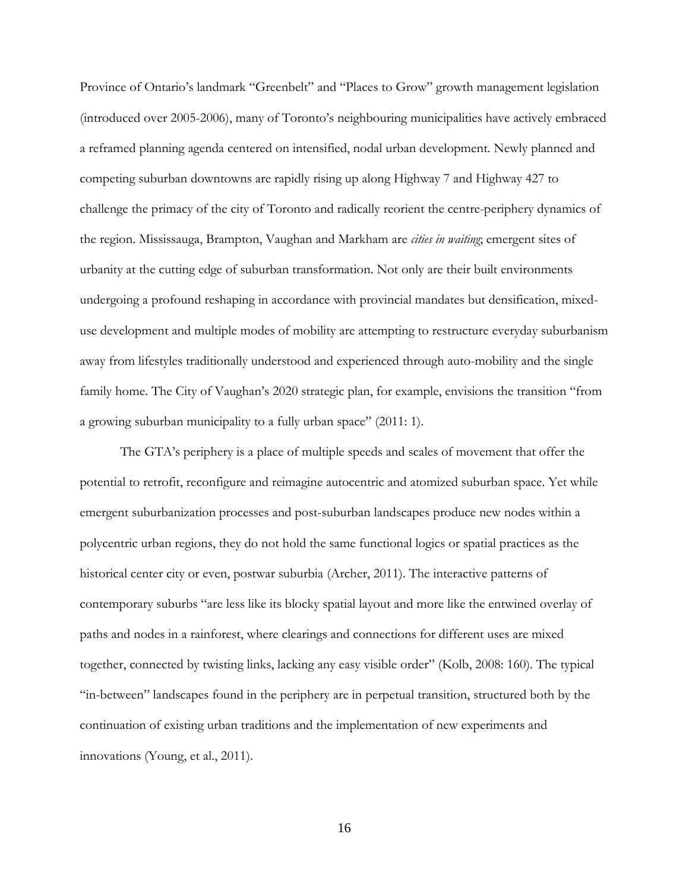Province of Ontario's landmark "Greenbelt" and "Places to Grow" growth management legislation (introduced over 2005-2006), many of Toronto's neighbouring municipalities have actively embraced a reframed planning agenda centered on intensified, nodal urban development. Newly planned and competing suburban downtowns are rapidly rising up along Highway 7 and Highway 427 to challenge the primacy of the city of Toronto and radically reorient the centre-periphery dynamics of the region. Mississauga, Brampton, Vaughan and Markham are *cities in waiting*; emergent sites of urbanity at the cutting edge of suburban transformation. Not only are their built environments undergoing a profound reshaping in accordance with provincial mandates but densification, mixed-use development and multiple modes of mobility are attempting to restructure everyday suburbanism away from lifestyles traditionally understood and experienced through auto-mobility and the single family home. The City of Vaughan's 2020 strategic plan, for example, envisions the transition "from a growing suburban municipality to a fully urban space" (2011: 1).

The GTA's periphery is a place of multiple speeds and scales of movement that offer the potential to retrofit, reconfigure and reimagine autocentric and atomized suburban space. Yet while emergent suburbanization processes and post-suburban landscapes produce new nodes within a polycentric urban regions, they do not hold the same functional logics or spatial practices as the historical center city or even, postwar suburbia (Archer, 2011). The interactive patterns of contemporary suburbs "are less like its blocky spatial layout and more like the entwined overlay of paths and nodes in a rainforest, where clearings and connections for different uses are mixed together, connected by twisting links, lacking any easy visible order" (Kolb, 2008: 160). The typical "in-between" landscapes found in the periphery are in perpetual transition, structured both by the continuation of existing urban traditions and the implementation of new experiments and innovations (Young, et al., 2011).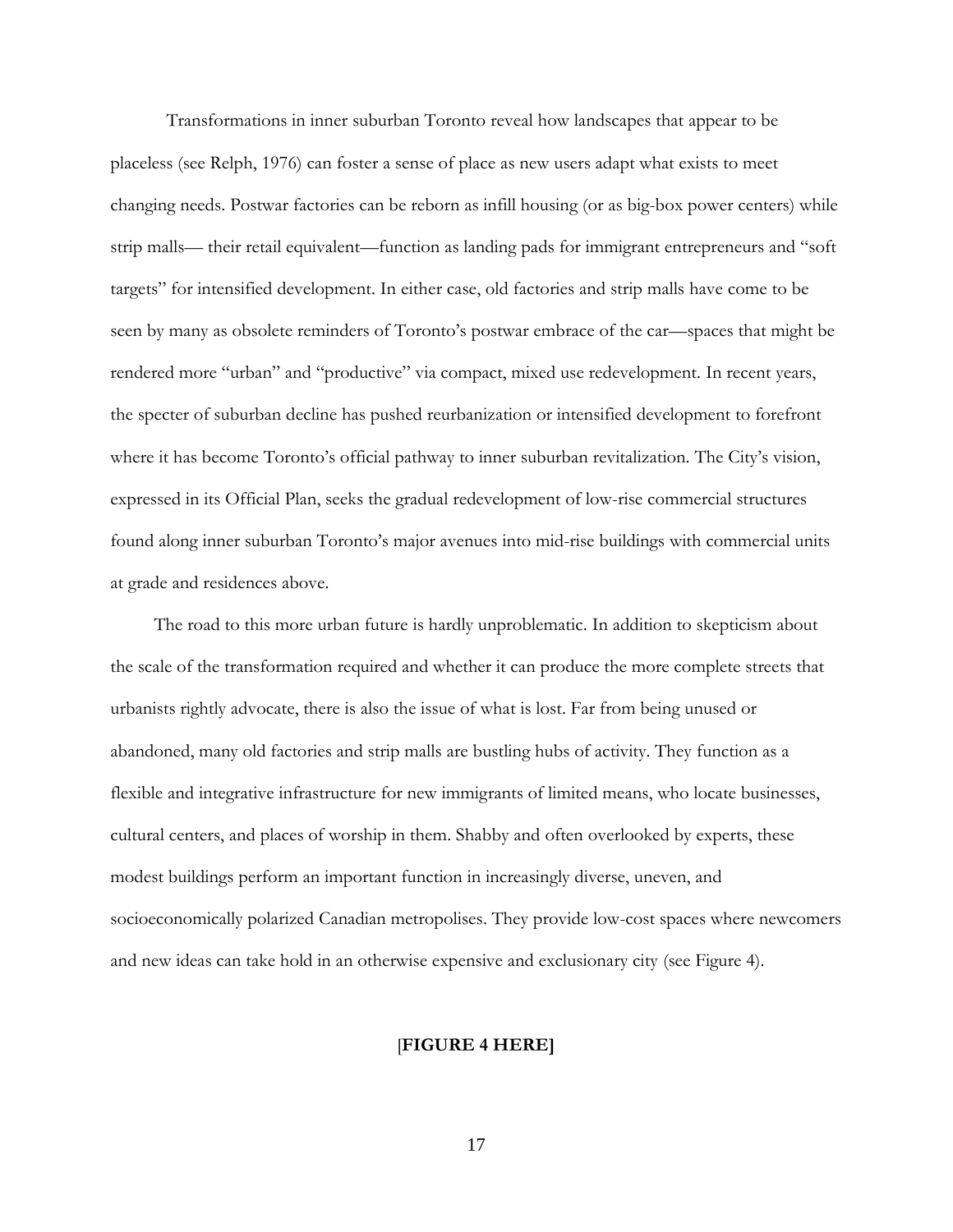Transformations in inner suburban Toronto reveal how landscapes that appear to be placeless (see Relph, 1976) can foster a sense of place as new users adapt what exists to meet changing needs. Postwar factories can be reborn as infill housing (or as big-box power centers) while strip malls— their retail equivalent—function as landing pads for immigrant entrepreneurs and "soft targets" for intensified development. In either case, old factories and strip malls have come to be seen by many as obsolete reminders of Toronto's postwar embrace of the car—spaces that might be rendered more "urban" and "productive" via compact, mixed use redevelopment. In recent years, the specter of suburban decline has pushed reurbanization or intensified development to forefront where it has become Toronto's official pathway to inner suburban revitalization. The City's vision, expressed in its Official Plan, seeks the gradual redevelopment of low-rise commercial structures found along inner suburban Toronto's major avenues into mid-rise buildings with commercial units at grade and residences above.

The road to this more urban future is hardly unproblematic. In addition to skepticism about the scale of the transformation required and whether it can produce the more complete streets that urbanists rightly advocate, there is also the issue of what is lost. Far from being unused or abandoned, many old factories and strip malls are bustling hubs of activity. They function as a flexible and integrative infrastructure for new immigrants of limited means, who locate businesses, cultural centers, and places of worship in them. Shabby and often overlooked by experts, these modest buildings perform an important function in increasingly diverse, uneven, and socioeconomically polarized Canadian metropolises. They provide low-cost spaces where newcomers and new ideas can take hold in an otherwise expensive and exclusionary city (see Figure 4).

[**FIGURE 4 HERE]**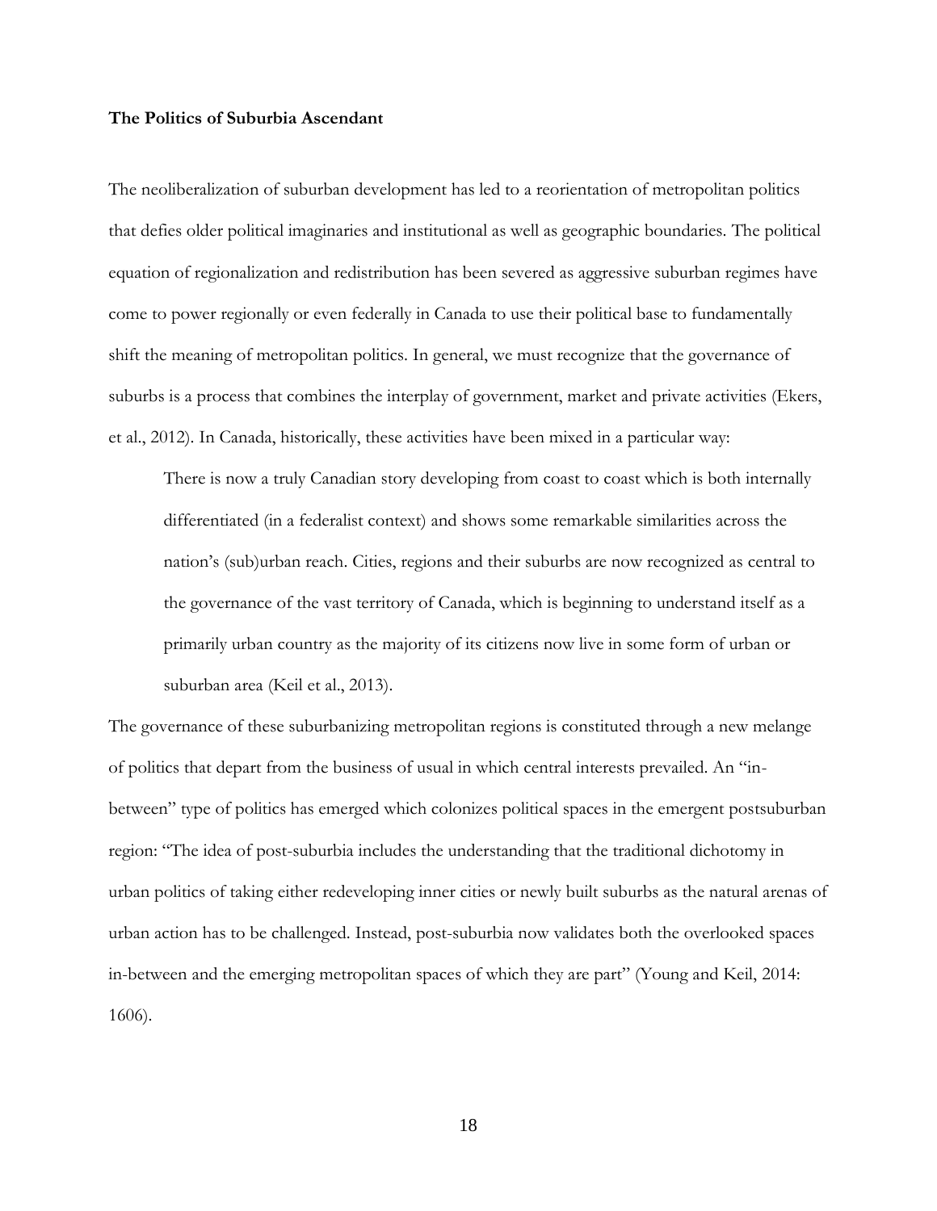**The Politics of Suburbia Ascendant**

The neoliberalization of suburban development has led to a reorientation of metropolitan politics that defies older political imaginaries and institutional as well as geographic boundaries. The political equation of regionalization and redistribution has been severed as aggressive suburban regimes have come to power regionally or even federally in Canada to use their political base to fundamentally shift the meaning of metropolitan politics. In general, we must recognize that the governance of suburbs is a process that combines the interplay of government, market and private activities (Ekers, et al., 2012). In Canada, historically, these activities have been mixed in a particular way:

> There is now a truly Canadian story developing from coast to coast which is both internally differentiated (in a federalist context) and shows some remarkable similarities across the nation's (sub)urban reach. Cities, regions and their suburbs are now recognized as central to the governance of the vast territory of Canada, which is beginning to understand itself as a primarily urban country as the majority of its citizens now live in some form of urban or suburban area (Keil et al., 2013).

The governance of these suburbanizing metropolitan regions is constituted through a new melange of politics that depart from the business of usual in which central interests prevailed. An "in-between" type of politics has emerged which colonizes political spaces in the emergent postsuburban region: "The idea of post-suburbia includes the understanding that the traditional dichotomy in urban politics of taking either redeveloping inner cities or newly built suburbs as the natural arenas of urban action has to be challenged. Instead, post-suburbia now validates both the overlooked spaces in-between and the emerging metropolitan spaces of which they are part" (Young and Keil, 2014: 1606).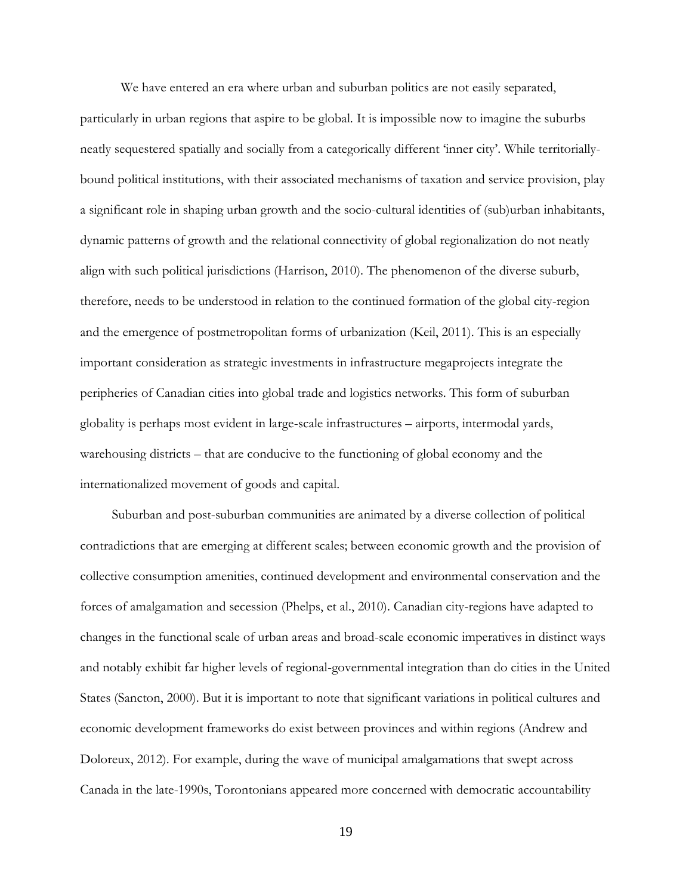We have entered an era where urban and suburban politics are not easily separated, particularly in urban regions that aspire to be global. It is impossible now to imagine the suburbs neatly sequestered spatially and socially from a categorically different 'inner city'. While territorially-bound political institutions, with their associated mechanisms of taxation and service provision, play a significant role in shaping urban growth and the socio-cultural identities of (sub)urban inhabitants, dynamic patterns of growth and the relational connectivity of global regionalization do not neatly align with such political jurisdictions (Harrison, 2010). The phenomenon of the diverse suburb, therefore, needs to be understood in relation to the continued formation of the global city-region and the emergence of postmetropolitan forms of urbanization (Keil, 2011). This is an especially important consideration as strategic investments in infrastructure megaprojects integrate the peripheries of Canadian cities into global trade and logistics networks. This form of suburban globality is perhaps most evident in large-scale infrastructures – airports, intermodal yards, warehousing districts – that are conducive to the functioning of global economy and the internationalized movement of goods and capital.

Suburban and post-suburban communities are animated by a diverse collection of political contradictions that are emerging at different scales; between economic growth and the provision of collective consumption amenities, continued development and environmental conservation and the forces of amalgamation and secession (Phelps, et al., 2010). Canadian city-regions have adapted to changes in the functional scale of urban areas and broad-scale economic imperatives in distinct ways and notably exhibit far higher levels of regional-governmental integration than do cities in the United States (Sancton, 2000). But it is important to note that significant variations in political cultures and economic development frameworks do exist between provinces and within regions (Andrew and Doloreux, 2012). For example, during the wave of municipal amalgamations that swept across Canada in the late-1990s, Torontonians appeared more concerned with democratic accountability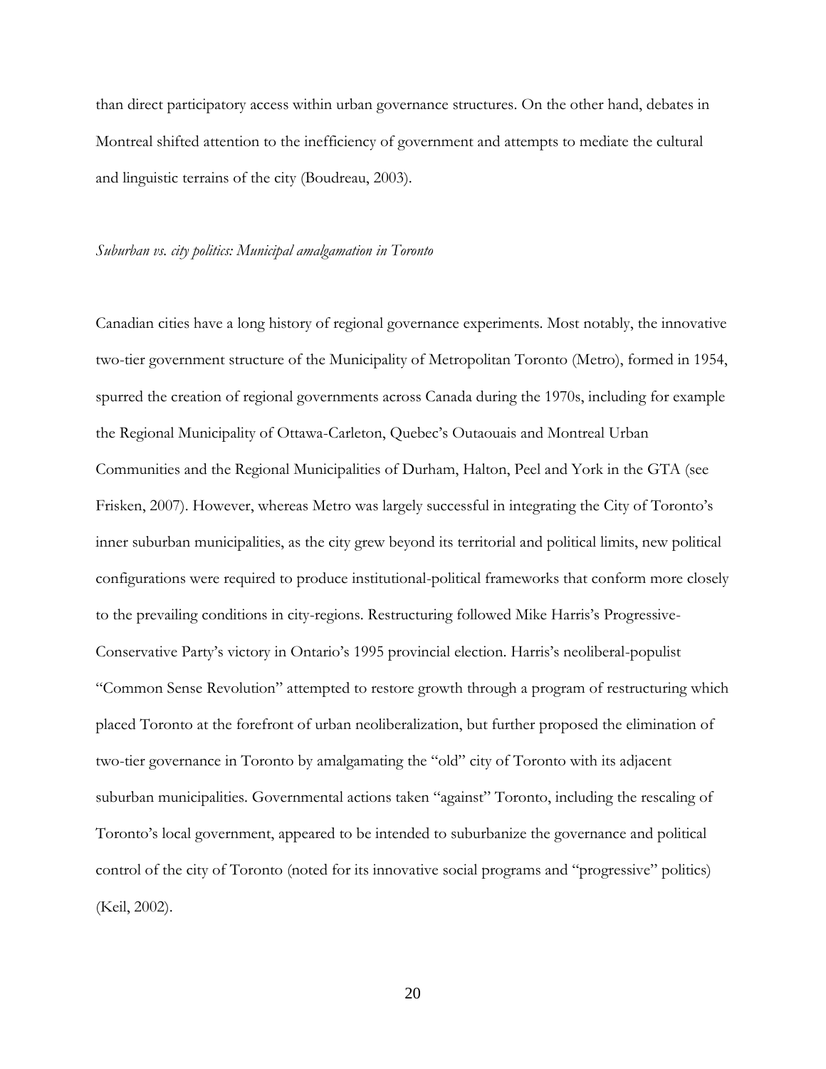than direct participatory access within urban governance structures. On the other hand, debates in Montreal shifted attention to the inefficiency of government and attempts to mediate the cultural and linguistic terrains of the city (Boudreau, 2003).

*Suburban vs. city politics: Municipal amalgamation in Toronto*

Canadian cities have a long history of regional governance experiments. Most notably, the innovative two-tier government structure of the Municipality of Metropolitan Toronto (Metro), formed in 1954, spurred the creation of regional governments across Canada during the 1970s, including for example the Regional Municipality of Ottawa-Carleton, Quebec's Outaouais and Montreal Urban Communities and the Regional Municipalities of Durham, Halton, Peel and York in the GTA (see Frisken, 2007). However, whereas Metro was largely successful in integrating the City of Toronto's inner suburban municipalities, as the city grew beyond its territorial and political limits, new political configurations were required to produce institutional-political frameworks that conform more closely to the prevailing conditions in city-regions. Restructuring followed Mike Harris's Progressive-Conservative Party's victory in Ontario's 1995 provincial election. Harris's neoliberal-populist "Common Sense Revolution" attempted to restore growth through a program of restructuring which placed Toronto at the forefront of urban neoliberalization, but further proposed the elimination of two-tier governance in Toronto by amalgamating the "old" city of Toronto with its adjacent suburban municipalities. Governmental actions taken "against" Toronto, including the rescaling of Toronto's local government, appeared to be intended to suburbanize the governance and political control of the city of Toronto (noted for its innovative social programs and "progressive" politics) (Keil, 2002).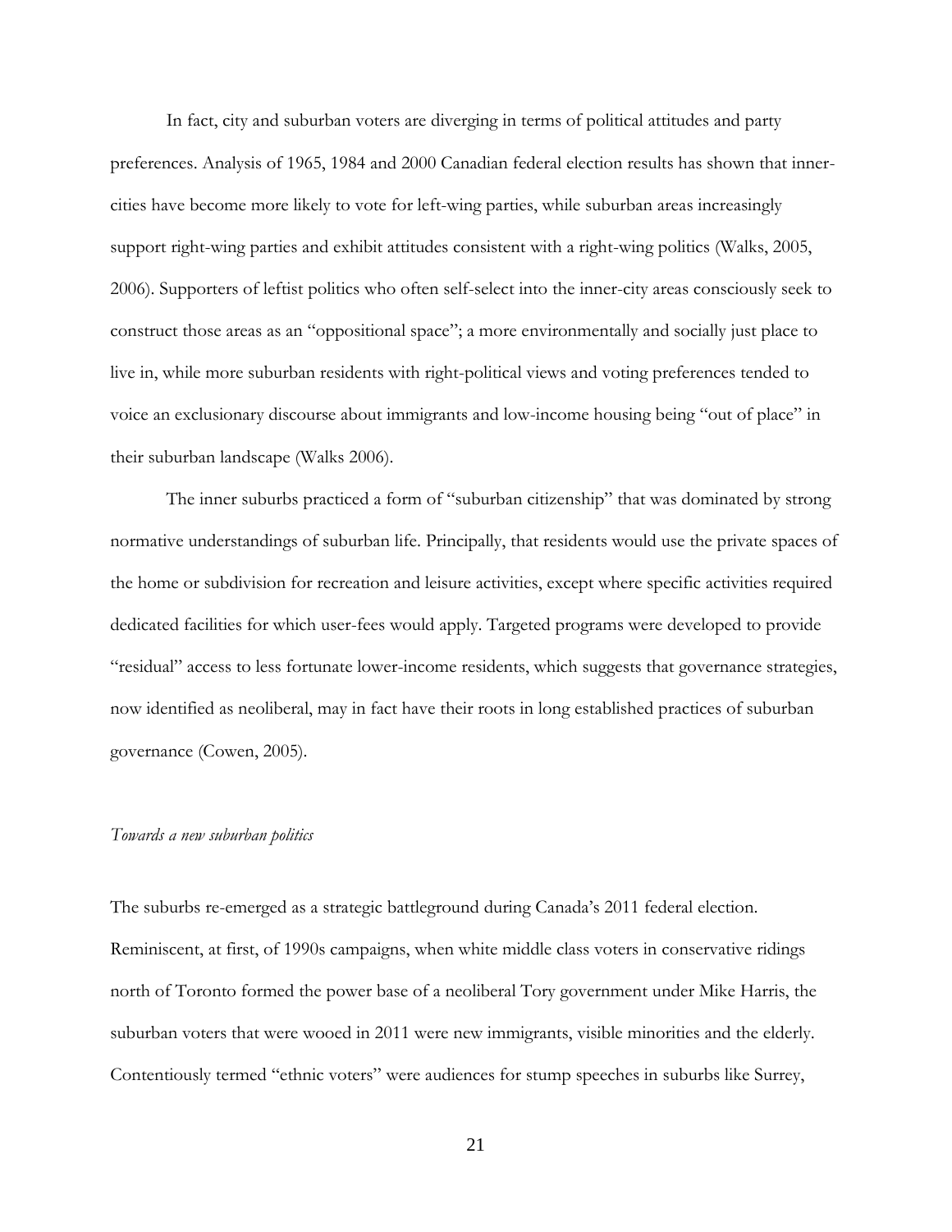In fact, city and suburban voters are diverging in terms of political attitudes and party preferences. Analysis of 1965, 1984 and 2000 Canadian federal election results has shown that inner-cities have become more likely to vote for left-wing parties, while suburban areas increasingly support right-wing parties and exhibit attitudes consistent with a right-wing politics (Walks, 2005, 2006). Supporters of leftist politics who often self-select into the inner-city areas consciously seek to construct those areas as an "oppositional space"; a more environmentally and socially just place to live in, while more suburban residents with right-political views and voting preferences tended to voice an exclusionary discourse about immigrants and low-income housing being "out of place" in their suburban landscape (Walks 2006).

The inner suburbs practiced a form of "suburban citizenship" that was dominated by strong normative understandings of suburban life. Principally, that residents would use the private spaces of the home or subdivision for recreation and leisure activities, except where specific activities required dedicated facilities for which user-fees would apply. Targeted programs were developed to provide "residual" access to less fortunate lower-income residents, which suggests that governance strategies, now identified as neoliberal, may in fact have their roots in long established practices of suburban governance (Cowen, 2005).

*Towards a new suburban politics*

The suburbs re-emerged as a strategic battleground during Canada's 2011 federal election. Reminiscent, at first, of 1990s campaigns, when white middle class voters in conservative ridings north of Toronto formed the power base of a neoliberal Tory government under Mike Harris, the suburban voters that were wooed in 2011 were new immigrants, visible minorities and the elderly. Contentiously termed "ethnic voters" were audiences for stump speeches in suburbs like Surrey,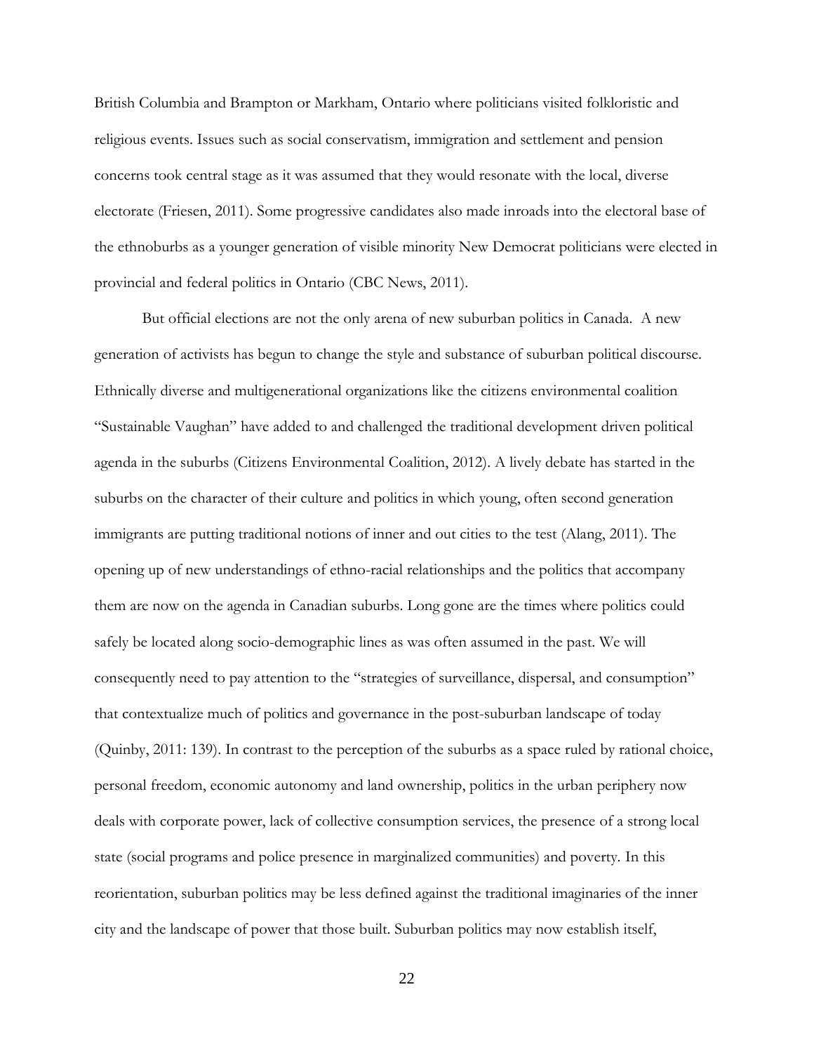British Columbia and Brampton or Markham, Ontario where politicians visited folkloristic and religious events. Issues such as social conservatism, immigration and settlement and pension concerns took central stage as it was assumed that they would resonate with the local, diverse electorate (Friesen, 2011). Some progressive candidates also made inroads into the electoral base of the ethnoburbs as a younger generation of visible minority New Democrat politicians were elected in provincial and federal politics in Ontario (CBC News, 2011).

But official elections are not the only arena of new suburban politics in Canada. A new generation of activists has begun to change the style and substance of suburban political discourse. Ethnically diverse and multigenerational organizations like the citizens environmental coalition "Sustainable Vaughan" have added to and challenged the traditional development driven political agenda in the suburbs (Citizens Environmental Coalition, 2012). A lively debate has started in the suburbs on the character of their culture and politics in which young, often second generation immigrants are putting traditional notions of inner and out cities to the test (Alang, 2011). The opening up of new understandings of ethno-racial relationships and the politics that accompany them are now on the agenda in Canadian suburbs. Long gone are the times where politics could safely be located along socio-demographic lines as was often assumed in the past. We will consequently need to pay attention to the "strategies of surveillance, dispersal, and consumption" that contextualize much of politics and governance in the post-suburban landscape of today (Quinby, 2011: 139). In contrast to the perception of the suburbs as a space ruled by rational choice, personal freedom, economic autonomy and land ownership, politics in the urban periphery now deals with corporate power, lack of collective consumption services, the presence of a strong local state (social programs and police presence in marginalized communities) and poverty. In this reorientation, suburban politics may be less defined against the traditional imaginaries of the inner city and the landscape of power that those built. Suburban politics may now establish itself,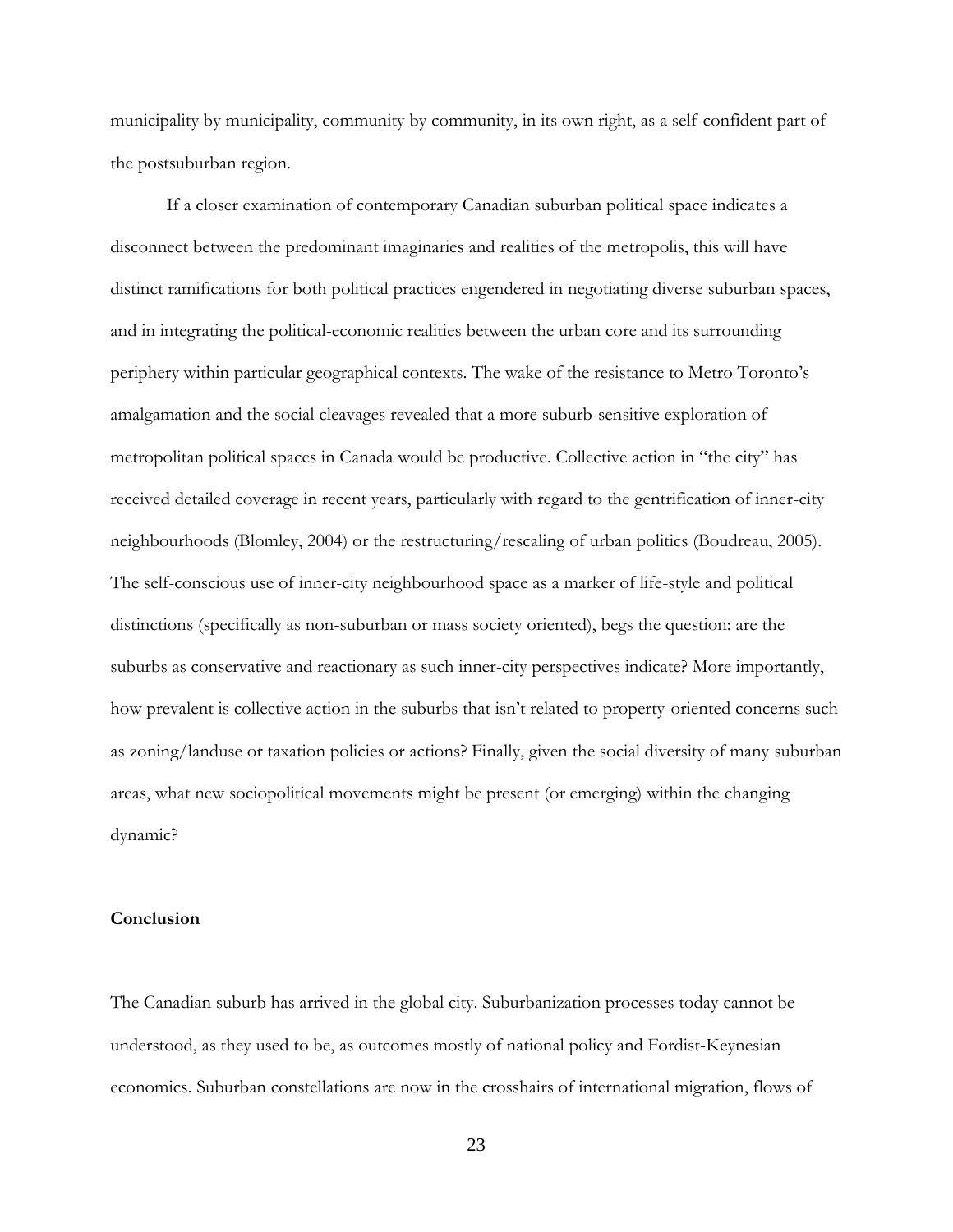municipality by municipality, community by community, in its own right, as a self-confident part of the postsuburban region.

If a closer examination of contemporary Canadian suburban political space indicates a disconnect between the predominant imaginaries and realities of the metropolis, this will have distinct ramifications for both political practices engendered in negotiating diverse suburban spaces, and in integrating the political-economic realities between the urban core and its surrounding periphery within particular geographical contexts. The wake of the resistance to Metro Toronto's amalgamation and the social cleavages revealed that a more suburb-sensitive exploration of metropolitan political spaces in Canada would be productive. Collective action in "the city" has received detailed coverage in recent years, particularly with regard to the gentrification of inner-city neighbourhoods (Blomley, 2004) or the restructuring/rescaling of urban politics (Boudreau, 2005). The self-conscious use of inner-city neighbourhood space as a marker of life-style and political distinctions (specifically as non-suburban or mass society oriented), begs the question: are the suburbs as conservative and reactionary as such inner-city perspectives indicate? More importantly, how prevalent is collective action in the suburbs that isn't related to property-oriented concerns such as zoning/landuse or taxation policies or actions? Finally, given the social diversity of many suburban areas, what new sociopolitical movements might be present (or emerging) within the changing dynamic?

**Conclusion**

The Canadian suburb has arrived in the global city. Suburbanization processes today cannot be understood, as they used to be, as outcomes mostly of national policy and Fordist-Keynesian economics. Suburban constellations are now in the crosshairs of international migration, flows of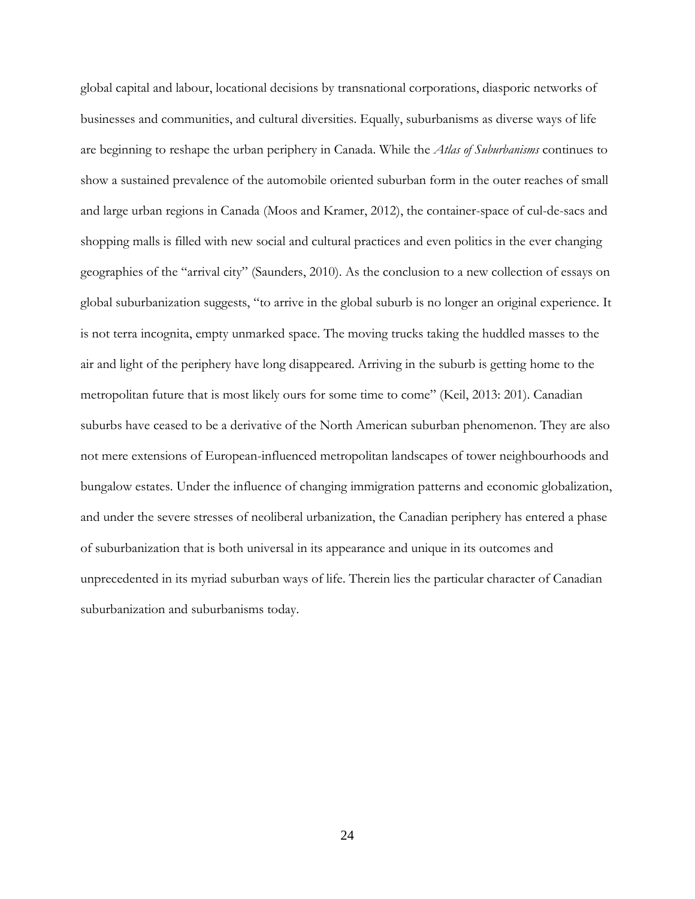global capital and labour, locational decisions by transnational corporations, diasporic networks of businesses and communities, and cultural diversities. Equally, suburbanisms as diverse ways of life are beginning to reshape the urban periphery in Canada. While the *Atlas of Suburbanisms* continues to show a sustained prevalence of the automobile oriented suburban form in the outer reaches of small and large urban regions in Canada (Moos and Kramer, 2012), the container-space of cul-de-sacs and shopping malls is filled with new social and cultural practices and even politics in the ever changing geographies of the "arrival city" (Saunders, 2010). As the conclusion to a new collection of essays on global suburbanization suggests, "to arrive in the global suburb is no longer an original experience. It is not terra incognita, empty unmarked space. The moving trucks taking the huddled masses to the air and light of the periphery have long disappeared. Arriving in the suburb is getting home to the metropolitan future that is most likely ours for some time to come" (Keil, 2013: 201). Canadian suburbs have ceased to be a derivative of the North American suburban phenomenon. They are also not mere extensions of European-influenced metropolitan landscapes of tower neighbourhoods and bungalow estates. Under the influence of changing immigration patterns and economic globalization, and under the severe stresses of neoliberal urbanization, the Canadian periphery has entered a phase of suburbanization that is both universal in its appearance and unique in its outcomes and unprecedented in its myriad suburban ways of life. Therein lies the particular character of Canadian suburbanization and suburbanisms today.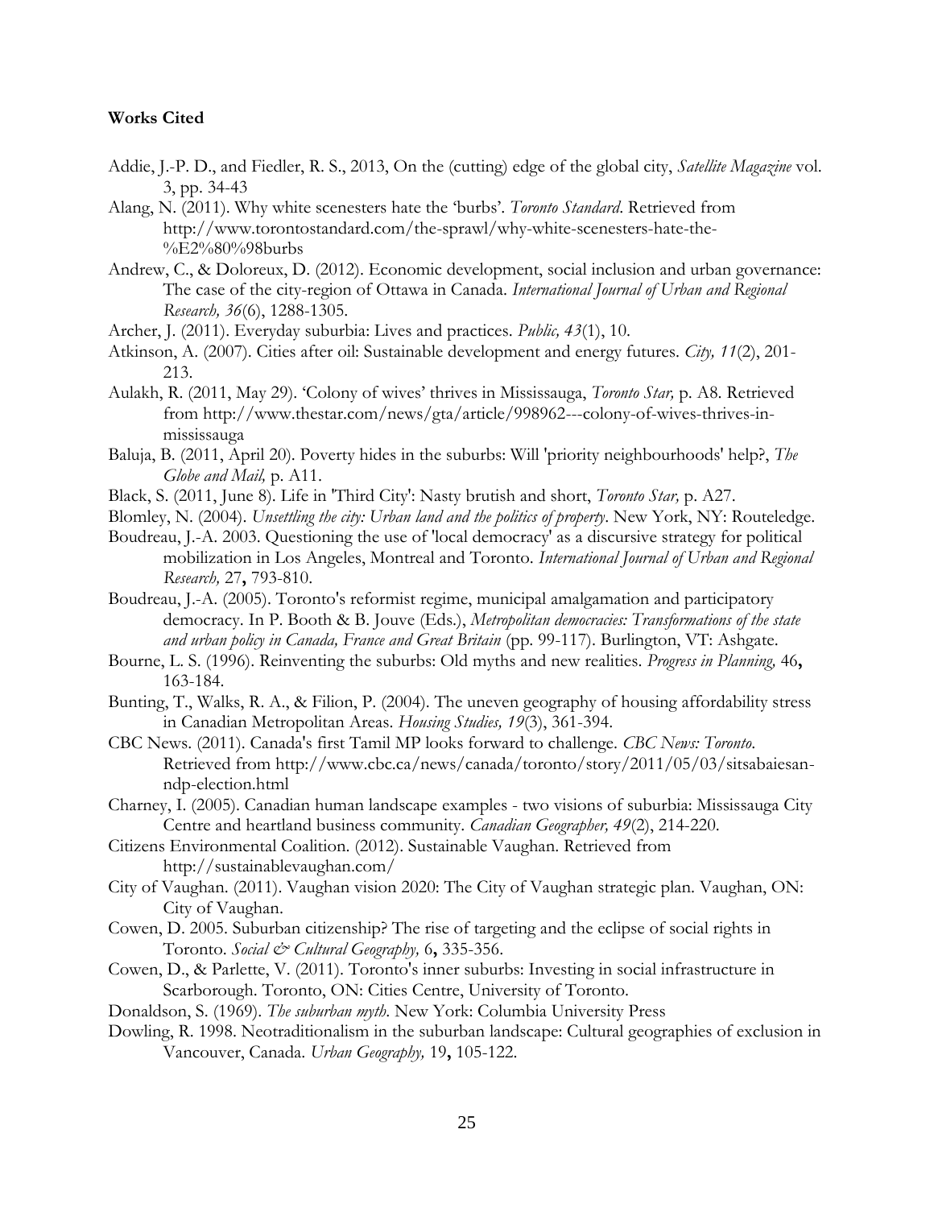**Works Cited**

Addie, J.-P. D., and Fiedler, R. S., 2013, On the (cutting) edge of the global city, *Satellite Magazine* vol. 3, pp. 34-43

Alang, N. (2011). Why white scenesters hate the 'burbs'. *Toronto Standard*. Retrieved from http://www.torontostandard.com/the-sprawl/why-white-scenesters-hate-the-%E2%80%98burbs

Andrew, C., & Doloreux, D. (2012). Economic development, social inclusion and urban governance: The case of the city-region of Ottawa in Canada. *International Journal of Urban and Regional Research, 36*(6), 1288-1305.

Archer, J. (2011). Everyday suburbia: Lives and practices. *Public, 43*(1), 10.

Atkinson, A. (2007). Cities after oil: Sustainable development and energy futures. *City, 11*(2), 201-213.

Aulakh, R. (2011, May 29). 'Colony of wives' thrives in Mississauga, *Toronto Star,* p. A8. Retrieved from http://www.thestar.com/news/gta/article/998962---colony-of-wives-thrives-in-mississauga

Baluja, B. (2011, April 20). Poverty hides in the suburbs: Will 'priority neighbourhoods' help?, *The Globe and Mail,* p. A11.

Black, S. (2011, June 8). Life in 'Third City': Nasty brutish and short, *Toronto Star,* p. A27.

Blomley, N. (2004). *Unsettling the city: Urban land and the politics of property*. New York, NY: Routeledge.

Boudreau, J.-A. 2003. Questioning the use of 'local democracy' as a discursive strategy for political mobilization in Los Angeles, Montreal and Toronto. *International Journal of Urban and Regional Research,* 27**,** 793-810.

Boudreau, J.-A. (2005). Toronto's reformist regime, municipal amalgamation and participatory democracy. In P. Booth & B. Jouve (Eds.), *Metropolitan democracies: Transformations of the state and urban policy in Canada, France and Great Britain* (pp. 99-117). Burlington, VT: Ashgate.

Bourne, L. S. (1996). Reinventing the suburbs: Old myths and new realities. *Progress in Planning,* 46**,** 163-184.

Bunting, T., Walks, R. A., & Filion, P. (2004). The uneven geography of housing affordability stress in Canadian Metropolitan Areas. *Housing Studies, 19*(3), 361-394.

CBC News. (2011). Canada's first Tamil MP looks forward to challenge. *CBC News: Toronto*. Retrieved from http://www.cbc.ca/news/canada/toronto/story/2011/05/03/sitsabaiesan-ndp-election.html

Charney, I. (2005). Canadian human landscape examples - two visions of suburbia: Mississauga City Centre and heartland business community. *Canadian Geographer, 49*(2), 214-220.

Citizens Environmental Coalition. (2012). Sustainable Vaughan. Retrieved from http://sustainablevaughan.com/

City of Vaughan. (2011). Vaughan vision 2020: The City of Vaughan strategic plan. Vaughan, ON: City of Vaughan.

Cowen, D. 2005. Suburban citizenship? The rise of targeting and the eclipse of social rights in Toronto. *Social & Cultural Geography,* 6**,** 335-356.

Cowen, D., & Parlette, V. (2011). Toronto's inner suburbs: Investing in social infrastructure in Scarborough. Toronto, ON: Cities Centre, University of Toronto.

Donaldson, S. (1969). *The suburban myth*. New York: Columbia University Press

Dowling, R. 1998. Neotraditionalism in the suburban landscape: Cultural geographies of exclusion in Vancouver, Canada. *Urban Geography,* 19**,** 105-122.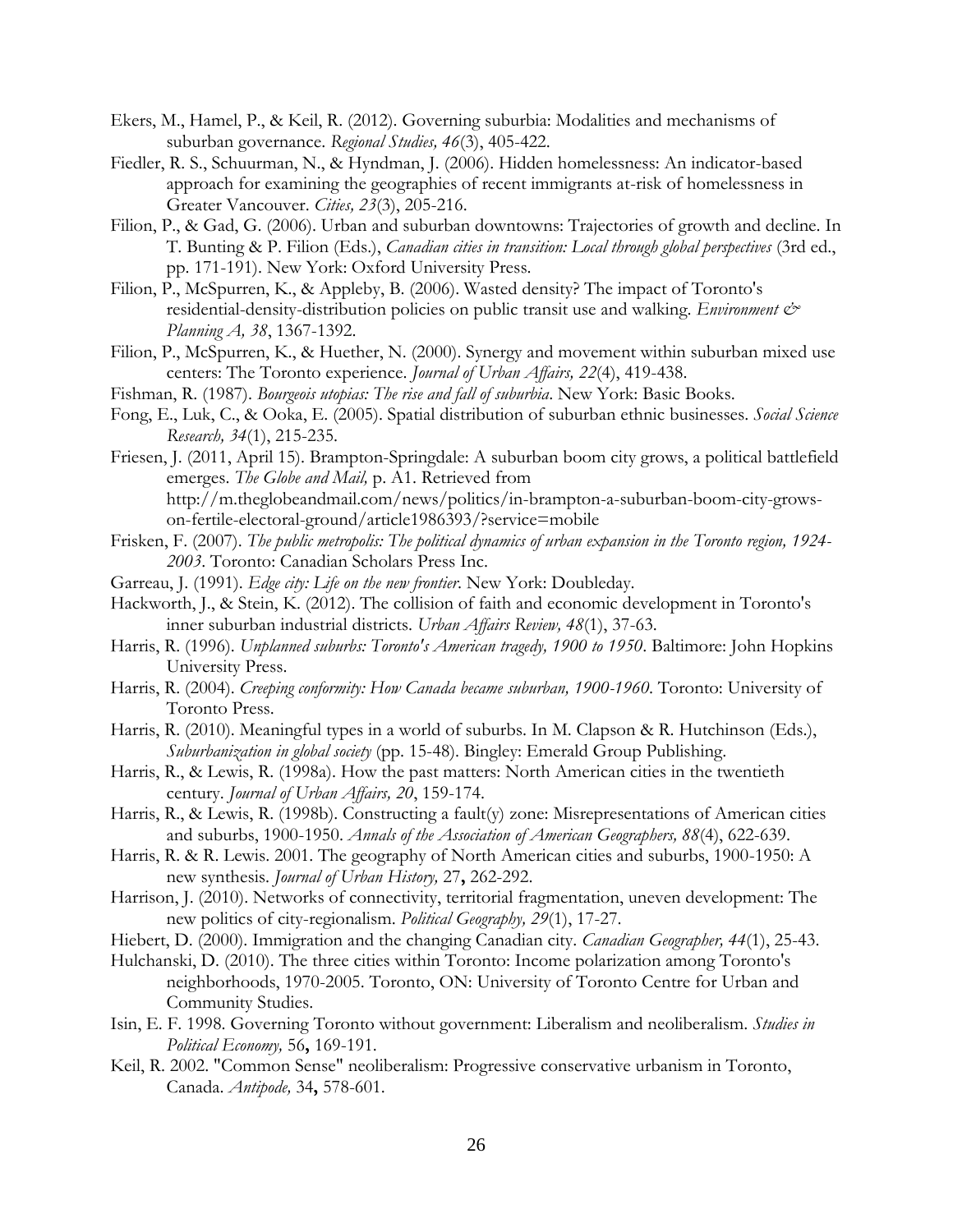Ekers, M., Hamel, P., & Keil, R. (2012). Governing suburbia: Modalities and mechanisms of suburban governance. *Regional Studies, 46*(3), 405-422.

Fiedler, R. S., Schuurman, N., & Hyndman, J. (2006). Hidden homelessness: An indicator-based approach for examining the geographies of recent immigrants at-risk of homelessness in Greater Vancouver. *Cities, 23*(3), 205-216.

Filion, P., & Gad, G. (2006). Urban and suburban downtowns: Trajectories of growth and decline. In T. Bunting & P. Filion (Eds.), *Canadian cities in transition: Local through global perspectives* (3rd ed., pp. 171-191). New York: Oxford University Press.

Filion, P., McSpurren, K., & Appleby, B. (2006). Wasted density? The impact of Toronto's residential-density-distribution policies on public transit use and walking. *Environment & Planning A, 38*, 1367-1392.

Filion, P., McSpurren, K., & Huether, N. (2000). Synergy and movement within suburban mixed use centers: The Toronto experience. *Journal of Urban Affairs, 22*(4), 419-438.

Fishman, R. (1987). *Bourgeois utopias: The rise and fall of suburbia*. New York: Basic Books.

Fong, E., Luk, C., & Ooka, E. (2005). Spatial distribution of suburban ethnic businesses. *Social Science Research, 34*(1), 215-235.

Friesen, J. (2011, April 15). Brampton-Springdale: A suburban boom city grows, a political battlefield emerges. *The Globe and Mail,* p. A1. Retrieved from http://m.theglobeandmail.com/news/politics/in-brampton-a-suburban-boom-city-grows-on-fertile-electoral-ground/article1986393/?service=mobile

Frisken, F. (2007). *The public metropolis: The political dynamics of urban expansion in the Toronto region, 1924-2003*. Toronto: Canadian Scholars Press Inc.

Garreau, J. (1991). *Edge city: Life on the new frontier*. New York: Doubleday.

Hackworth, J., & Stein, K. (2012). The collision of faith and economic development in Toronto's inner suburban industrial districts. *Urban Affairs Review, 48*(1), 37-63.

Harris, R. (1996). *Unplanned suburbs: Toronto's American tragedy, 1900 to 1950*. Baltimore: John Hopkins University Press.

Harris, R. (2004). *Creeping conformity: How Canada became suburban, 1900-1960*. Toronto: University of Toronto Press.

Harris, R. (2010). Meaningful types in a world of suburbs. In M. Clapson & R. Hutchinson (Eds.), *Suburbanization in global society* (pp. 15-48). Bingley: Emerald Group Publishing.

Harris, R., & Lewis, R. (1998a). How the past matters: North American cities in the twentieth century. *Journal of Urban Affairs, 20*, 159-174.

Harris, R., & Lewis, R. (1998b). Constructing a fault(y) zone: Misrepresentations of American cities and suburbs, 1900-1950. *Annals of the Association of American Geographers, 88*(4), 622-639.

Harris, R. & R. Lewis. 2001. The geography of North American cities and suburbs, 1900-1950: A new synthesis. *Journal of Urban History,* 27**,** 262-292.

Harrison, J. (2010). Networks of connectivity, territorial fragmentation, uneven development: The new politics of city-regionalism. *Political Geography, 29*(1), 17-27.

Hiebert, D. (2000). Immigration and the changing Canadian city. *Canadian Geographer, 44*(1), 25-43.

Hulchanski, D. (2010). The three cities within Toronto: Income polarization among Toronto's neighborhoods, 1970-2005. Toronto, ON: University of Toronto Centre for Urban and Community Studies.

Isin, E. F. 1998. Governing Toronto without government: Liberalism and neoliberalism. *Studies in Political Economy,* 56**,** 169-191.

Keil, R. 2002. "Common Sense" neoliberalism: Progressive conservative urbanism in Toronto, Canada. *Antipode,* 34**,** 578-601.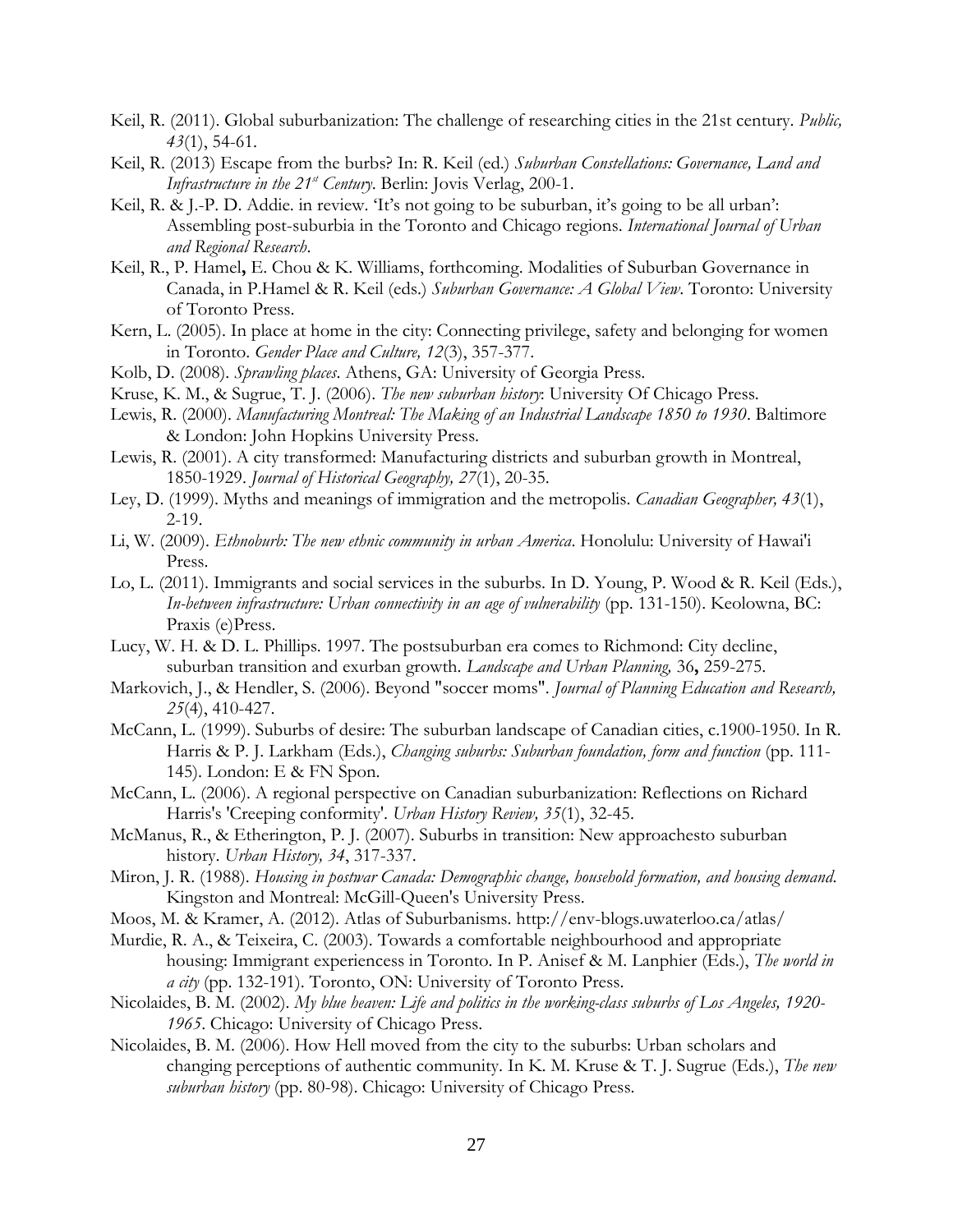Keil, R. (2011). Global suburbanization: The challenge of researching cities in the 21st century. *Public, 43*(1), 54-61.

Keil, R. (2013) Escape from the burbs? In: R. Keil (ed.) *Suburban Constellations: Governance, Land and Infrastructure in the 21st Century*. Berlin: Jovis Verlag, 200-1.

Keil, R. & J.-P. D. Addie. in review. 'It's not going to be suburban, it's going to be all urban': Assembling post-suburbia in the Toronto and Chicago regions. *International Journal of Urban and Regional Research*.

Keil, R., P. Hamel**,** E. Chou & K. Williams, forthcoming. Modalities of Suburban Governance in Canada, in P.Hamel & R. Keil (eds.) *Suburban Governance: A Global View*. Toronto: University of Toronto Press.

Kern, L. (2005). In place at home in the city: Connecting privilege, safety and belonging for women in Toronto. *Gender Place and Culture, 12*(3), 357-377.

Kolb, D. (2008). *Sprawling places*. Athens, GA: University of Georgia Press.

Kruse, K. M., & Sugrue, T. J. (2006). *The new suburban history*: University Of Chicago Press.

Lewis, R. (2000). *Manufacturing Montreal: The Making of an Industrial Landscape 1850 to 1930*. Baltimore & London: John Hopkins University Press.

Lewis, R. (2001). A city transformed: Manufacturing districts and suburban growth in Montreal, 1850-1929. *Journal of Historical Geography, 27*(1), 20-35.

Ley, D. (1999). Myths and meanings of immigration and the metropolis. *Canadian Geographer, 43*(1), 2-19.

Li, W. (2009). *Ethnoburb: The new ethnic community in urban America*. Honolulu: University of Hawai'i Press.

Lo, L. (2011). Immigrants and social services in the suburbs. In D. Young, P. Wood & R. Keil (Eds.), *In-between infrastructure: Urban connectivity in an age of vulnerability* (pp. 131-150). Keolowna, BC: Praxis (e)Press.

Lucy, W. H. & D. L. Phillips. 1997. The postsuburban era comes to Richmond: City decline, suburban transition and exurban growth. *Landscape and Urban Planning,* 36**,** 259-275.

Markovich, J., & Hendler, S. (2006). Beyond "soccer moms". *Journal of Planning Education and Research, 25*(4), 410-427.

McCann, L. (1999). Suburbs of desire: The suburban landscape of Canadian cities, c.1900-1950. In R. Harris & P. J. Larkham (Eds.), *Changing suburbs: Suburban foundation, form and function* (pp. 111-145). London: E & FN Spon.

McCann, L. (2006). A regional perspective on Canadian suburbanization: Reflections on Richard Harris's 'Creeping conformity'. *Urban History Review, 35*(1), 32-45.

McManus, R., & Etherington, P. J. (2007). Suburbs in transition: New approachesto suburban history. *Urban History, 34*, 317-337.

Miron, J. R. (1988). *Housing in postwar Canada: Demographic change, household formation, and housing demand*. Kingston and Montreal: McGill-Queen's University Press.

Moos, M. & Kramer, A. (2012). Atlas of Suburbanisms. http://env-blogs.uwaterloo.ca/atlas/

Murdie, R. A., & Teixeira, C. (2003). Towards a comfortable neighbourhood and appropriate housing: Immigrant experiencess in Toronto. In P. Anisef & M. Lanphier (Eds.), *The world in a city* (pp. 132-191). Toronto, ON: University of Toronto Press.

Nicolaides, B. M. (2002). *My blue heaven: Life and politics in the working-class suburbs of Los Angeles, 1920-1965*. Chicago: University of Chicago Press.

Nicolaides, B. M. (2006). How Hell moved from the city to the suburbs: Urban scholars and changing perceptions of authentic community. In K. M. Kruse & T. J. Sugrue (Eds.), *The new suburban history* (pp. 80-98). Chicago: University of Chicago Press.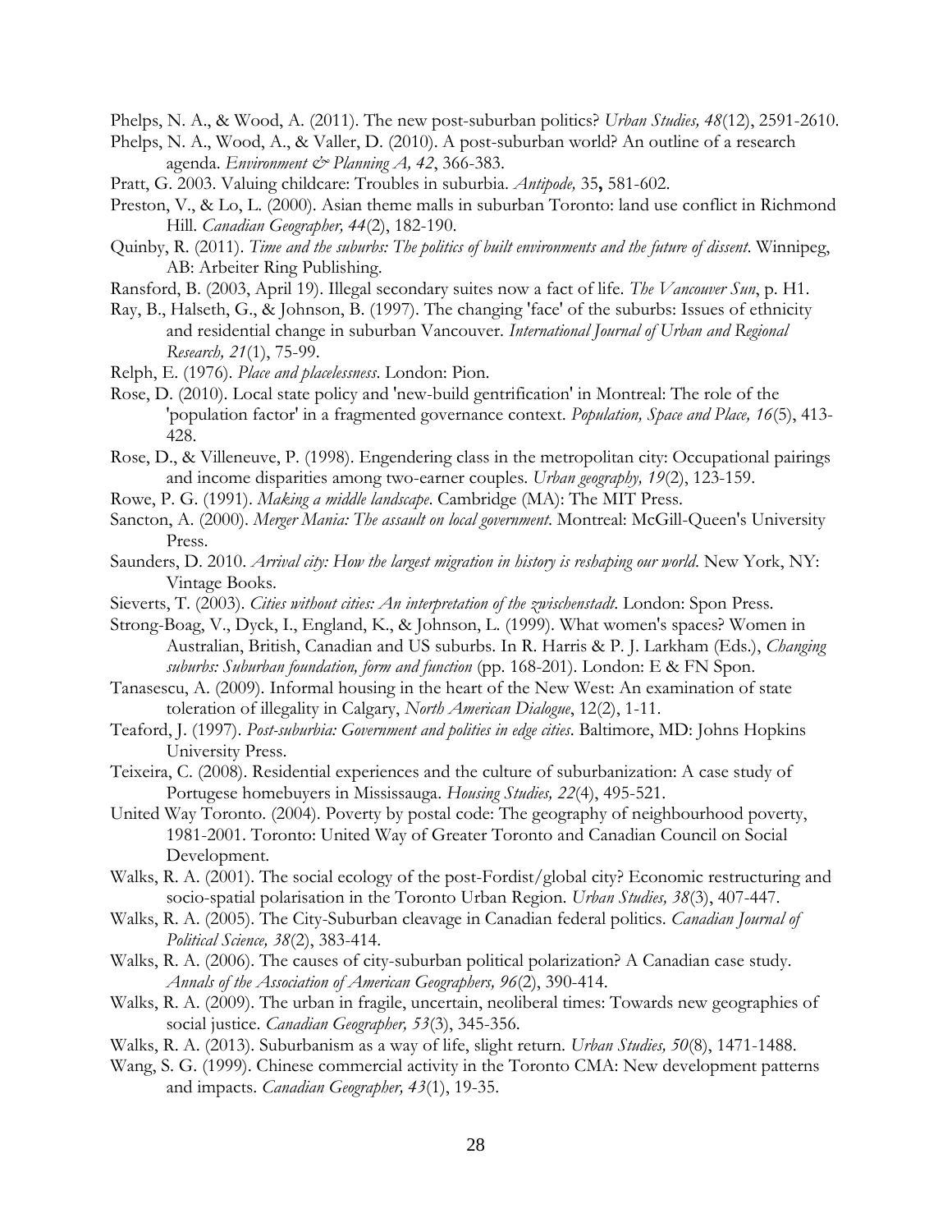Phelps, N. A., & Wood, A. (2011). The new post-suburban politics? *Urban Studies, 48*(12), 2591-2610.

Phelps, N. A., Wood, A., & Valler, D. (2010). A post-suburban world? An outline of a research agenda. *Environment & Planning A, 42*, 366-383.

Pratt, G. 2003. Valuing childcare: Troubles in suburbia. *Antipode,* 35**,** 581-602.

Preston, V., & Lo, L. (2000). Asian theme malls in suburban Toronto: land use conflict in Richmond Hill. *Canadian Geographer, 44*(2), 182-190.

Quinby, R. (2011). *Time and the suburbs: The politics of built environments and the future of dissent*. Winnipeg, AB: Arbeiter Ring Publishing.

Ransford, B. (2003, April 19). Illegal secondary suites now a fact of life. *The Vancouver Sun*, p. H1.

Ray, B., Halseth, G., & Johnson, B. (1997). The changing 'face' of the suburbs: Issues of ethnicity and residential change in suburban Vancouver. *International Journal of Urban and Regional Research, 21*(1), 75-99.

Relph, E. (1976). *Place and placelessness*. London: Pion.

Rose, D. (2010). Local state policy and 'new-build gentrification' in Montreal: The role of the 'population factor' in a fragmented governance context. *Population, Space and Place, 16*(5), 413-428.

Rose, D., & Villeneuve, P. (1998). Engendering class in the metropolitan city: Occupational pairings and income disparities among two-earner couples. *Urban geography, 19*(2), 123-159.

Rowe, P. G. (1991). *Making a middle landscape*. Cambridge (MA): The MIT Press.

Sancton, A. (2000). *Merger Mania: The assault on local government*. Montreal: McGill-Queen's University Press.

Saunders, D. 2010. *Arrival city: How the largest migration in history is reshaping our world*. New York, NY: Vintage Books.

Sieverts, T. (2003). *Cities without cities: An interpretation of the zwischenstadt*. London: Spon Press.

Strong-Boag, V., Dyck, I., England, K., & Johnson, L. (1999). What women's spaces? Women in Australian, British, Canadian and US suburbs. In R. Harris & P. J. Larkham (Eds.), *Changing suburbs: Suburban foundation, form and function* (pp. 168-201). London: E & FN Spon.

Tanasescu, A. (2009). Informal housing in the heart of the New West: An examination of state toleration of illegality in Calgary, *North American Dialogue*, 12(2), 1-11.

Teaford, J. (1997). *Post-suburbia: Government and polities in edge cities*. Baltimore, MD: Johns Hopkins University Press.

Teixeira, C. (2008). Residential experiences and the culture of suburbanization: A case study of Portugese homebuyers in Mississauga. *Housing Studies, 22*(4), 495-521.

United Way Toronto. (2004). Poverty by postal code: The geography of neighbourhood poverty, 1981-2001. Toronto: United Way of Greater Toronto and Canadian Council on Social Development.

Walks, R. A. (2001). The social ecology of the post-Fordist/global city? Economic restructuring and socio-spatial polarisation in the Toronto Urban Region. *Urban Studies, 38*(3), 407-447.

Walks, R. A. (2005). The City-Suburban cleavage in Canadian federal politics. *Canadian Journal of Political Science, 38*(2), 383-414.

Walks, R. A. (2006). The causes of city-suburban political polarization? A Canadian case study. *Annals of the Association of American Geographers, 96*(2), 390-414.

Walks, R. A. (2009). The urban in fragile, uncertain, neoliberal times: Towards new geographies of social justice. *Canadian Geographer, 53*(3), 345-356.

Walks, R. A. (2013). Suburbanism as a way of life, slight return. *Urban Studies, 50*(8), 1471-1488.

Wang, S. G. (1999). Chinese commercial activity in the Toronto CMA: New development patterns and impacts. *Canadian Geographer, 43*(1), 19-35.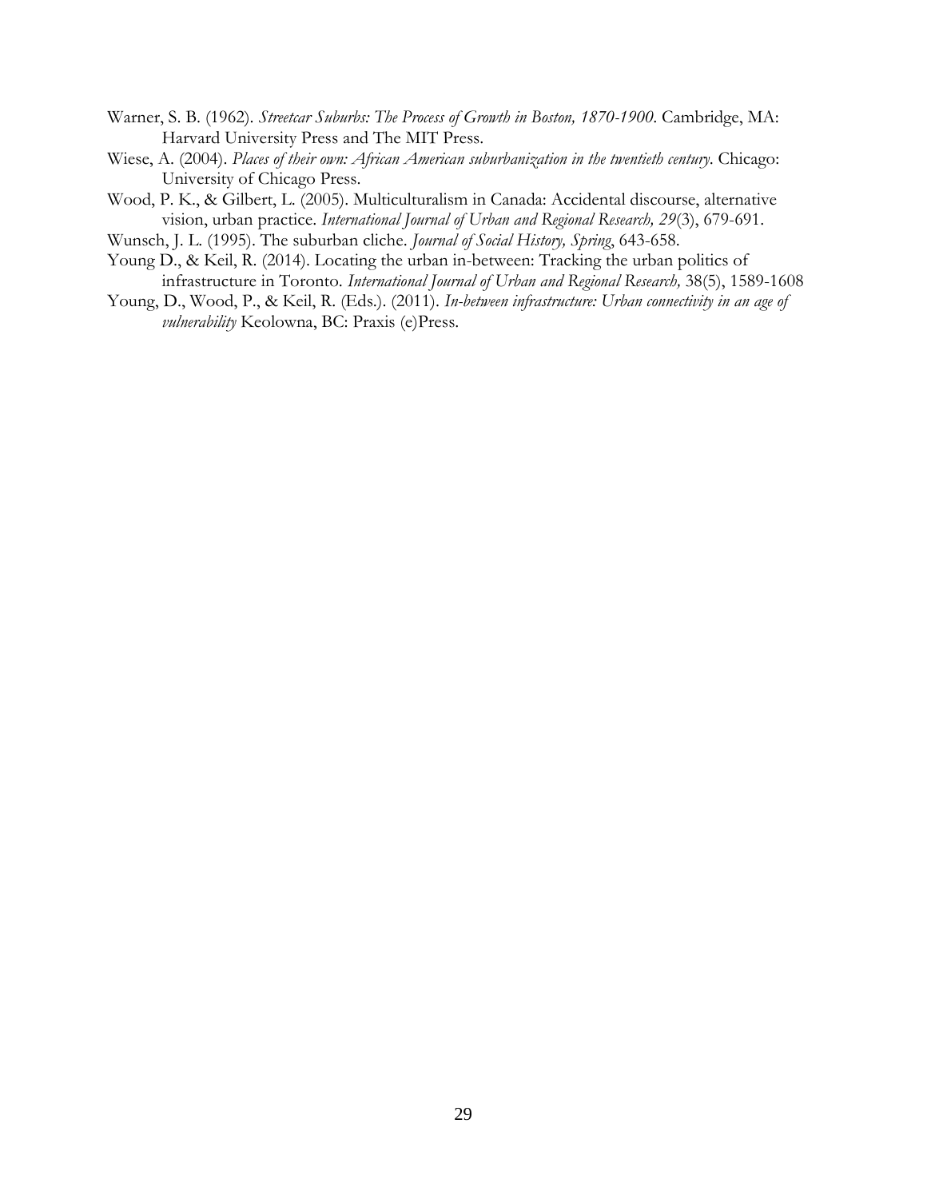Warner, S. B. (1962). *Streetcar Suburbs: The Process of Growth in Boston, 1870-1900*. Cambridge, MA: Harvard University Press and The MIT Press.

Wiese, A. (2004). *Places of their own: African American suburbanization in the twentieth century*. Chicago: University of Chicago Press.

Wood, P. K., & Gilbert, L. (2005). Multiculturalism in Canada: Accidental discourse, alternative vision, urban practice. *International Journal of Urban and Regional Research, 29*(3), 679-691.

Wunsch, J. L. (1995). The suburban cliche. *Journal of Social History, Spring*, 643-658.

Young D., & Keil, R. (2014). Locating the urban in-between: Tracking the urban politics of infrastructure in Toronto. *International Journal of Urban and Regional Research,* 38(5), 1589-1608

Young, D., Wood, P., & Keil, R. (Eds.). (2011). *In-between infrastructure: Urban connectivity in an age of vulnerability* Keolowna, BC: Praxis (e)Press.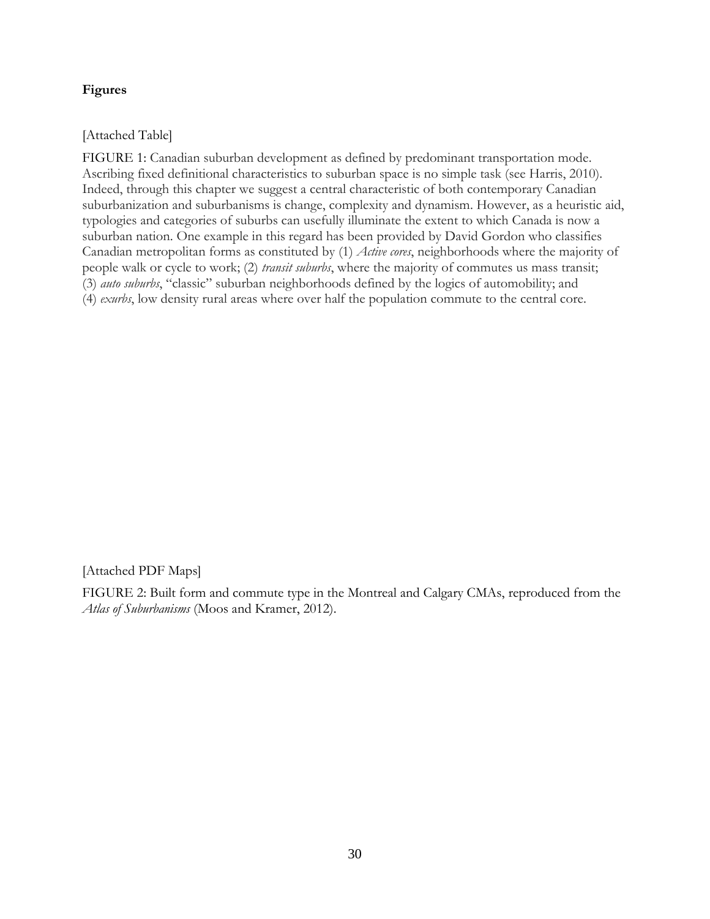**Figures**

[Attached Table]

FIGURE 1: Canadian suburban development as defined by predominant transportation mode. Ascribing fixed definitional characteristics to suburban space is no simple task (see Harris, 2010). Indeed, through this chapter we suggest a central characteristic of both contemporary Canadian suburbanization and suburbanisms is change, complexity and dynamism. However, as a heuristic aid, typologies and categories of suburbs can usefully illuminate the extent to which Canada is now a suburban nation. One example in this regard has been provided by David Gordon who classifies Canadian metropolitan forms as constituted by (1) *Active cores*, neighborhoods where the majority of people walk or cycle to work; (2) *transit suburbs*, where the majority of commutes us mass transit; (3) *auto suburbs*, "classic" suburban neighborhoods defined by the logics of automobility; and (4) *exurbs*, low density rural areas where over half the population commute to the central core.

[Attached PDF Maps]

FIGURE 2: Built form and commute type in the Montreal and Calgary CMAs, reproduced from the *Atlas of Suburbanisms* (Moos and Kramer, 2012).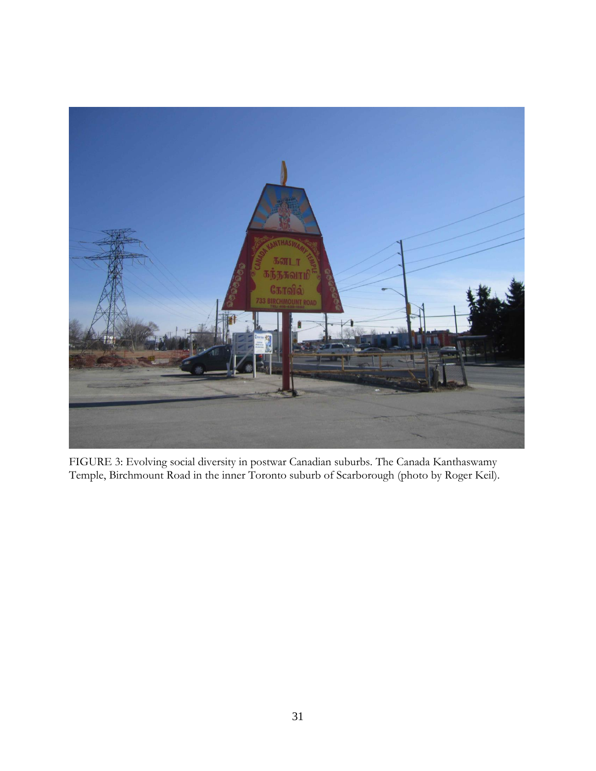FIGURE 3: Evolving social diversity in postwar Canadian suburbs. The Canada Kanthaswamy Temple, Birchmount Road in the inner Toronto suburb of Scarborough (photo by Roger Keil).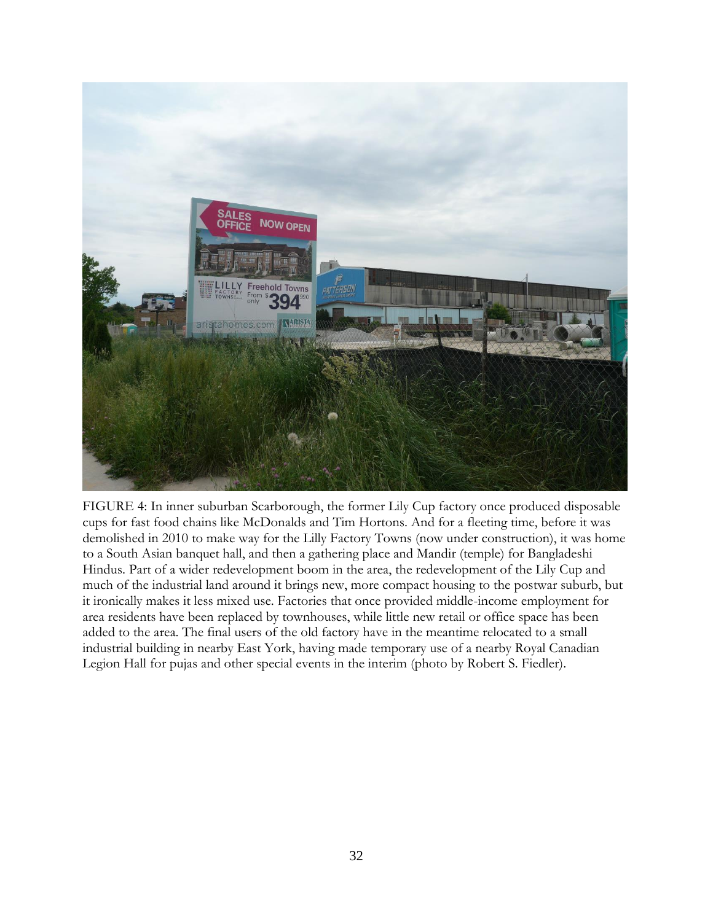FIGURE 4: In inner suburban Scarborough, the former Lily Cup factory once produced disposable cups for fast food chains like McDonalds and Tim Hortons. And for a fleeting time, before it was demolished in 2010 to make way for the Lilly Factory Towns (now under construction), it was home to a South Asian banquet hall, and then a gathering place and Mandir (temple) for Bangladeshi Hindus. Part of a wider redevelopment boom in the area, the redevelopment of the Lily Cup and much of the industrial land around it brings new, more compact housing to the postwar suburb, but it ironically makes it less mixed use. Factories that once provided middle-income employment for area residents have been replaced by townhouses, while little new retail or office space has been added to the area. The final users of the old factory have in the meantime relocated to a small industrial building in nearby East York, having made temporary use of a nearby Royal Canadian Legion Hall for pujas and other special events in the interim (photo by Robert S. Fiedler).